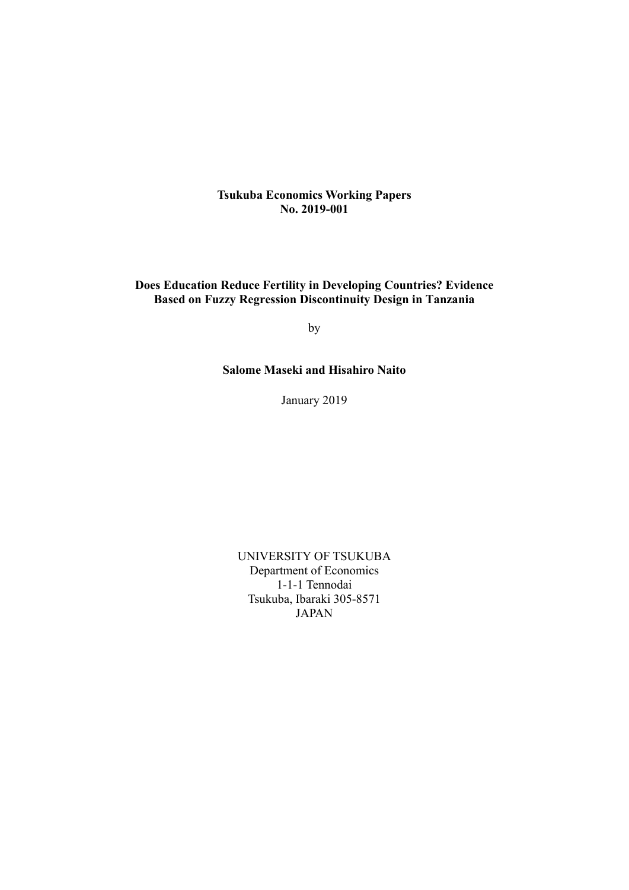**Tsukuba Economics Working Papers**
**No. 2019-001**

# Does Education Reduce Fertility in Developing Countries? Evidence Based on Fuzzy Regression Discontinuity Design in Tanzania

by

**Salome Maseki and Hisahiro Naito**

January 2019

UNIVERSITY OF TSUKUBA
Department of Economics
1-1-1 Tennodai
Tsukuba, Ibaraki 305-8571
JAPAN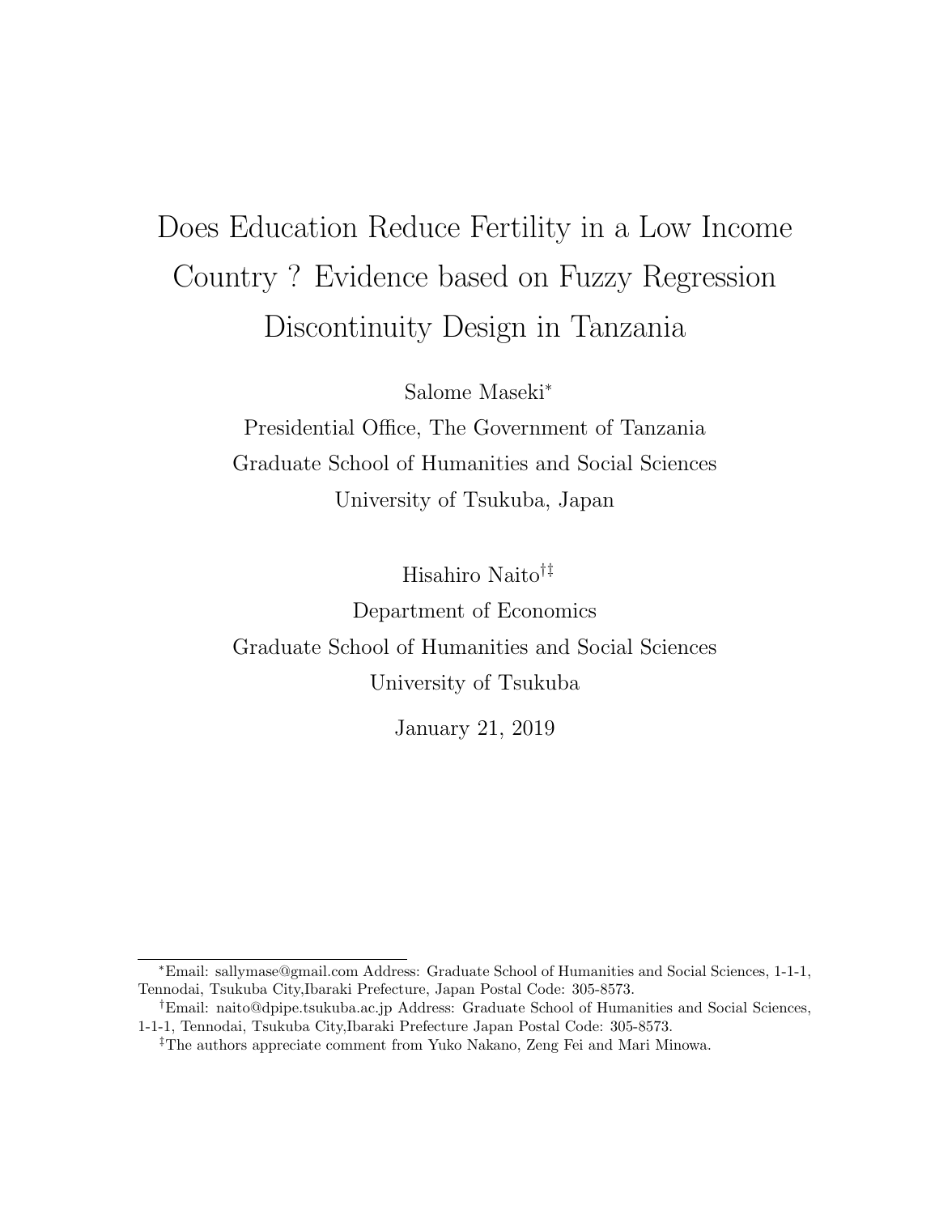# Does Education Reduce Fertility in a Low Income Country ? Evidence based on Fuzzy Regression Discontinuity Design in Tanzania

Salome Maseki*

Presidential Office, The Government of Tanzania

Graduate School of Humanities and Social Sciences

University of Tsukuba, Japan

Hisahiro Naito†‡

Department of Economics

Graduate School of Humanities and Social Sciences

University of Tsukuba

January 21, 2019

---

*Email: sallymase@gmail.com Address: Graduate School of Humanities and Social Sciences, 1-1-1, Tennodai, Tsukuba City,Ibaraki Prefecture, Japan Postal Code: 305-8573.

†Email: naito@dpipe.tsukuba.ac.jp Address: Graduate School of Humanities and Social Sciences, 1-1-1, Tennodai, Tsukuba City,Ibaraki Prefecture Japan Postal Code: 305-8573.

‡The authors appreciate comment from Yuko Nakano, Zeng Fei and Mari Minowa.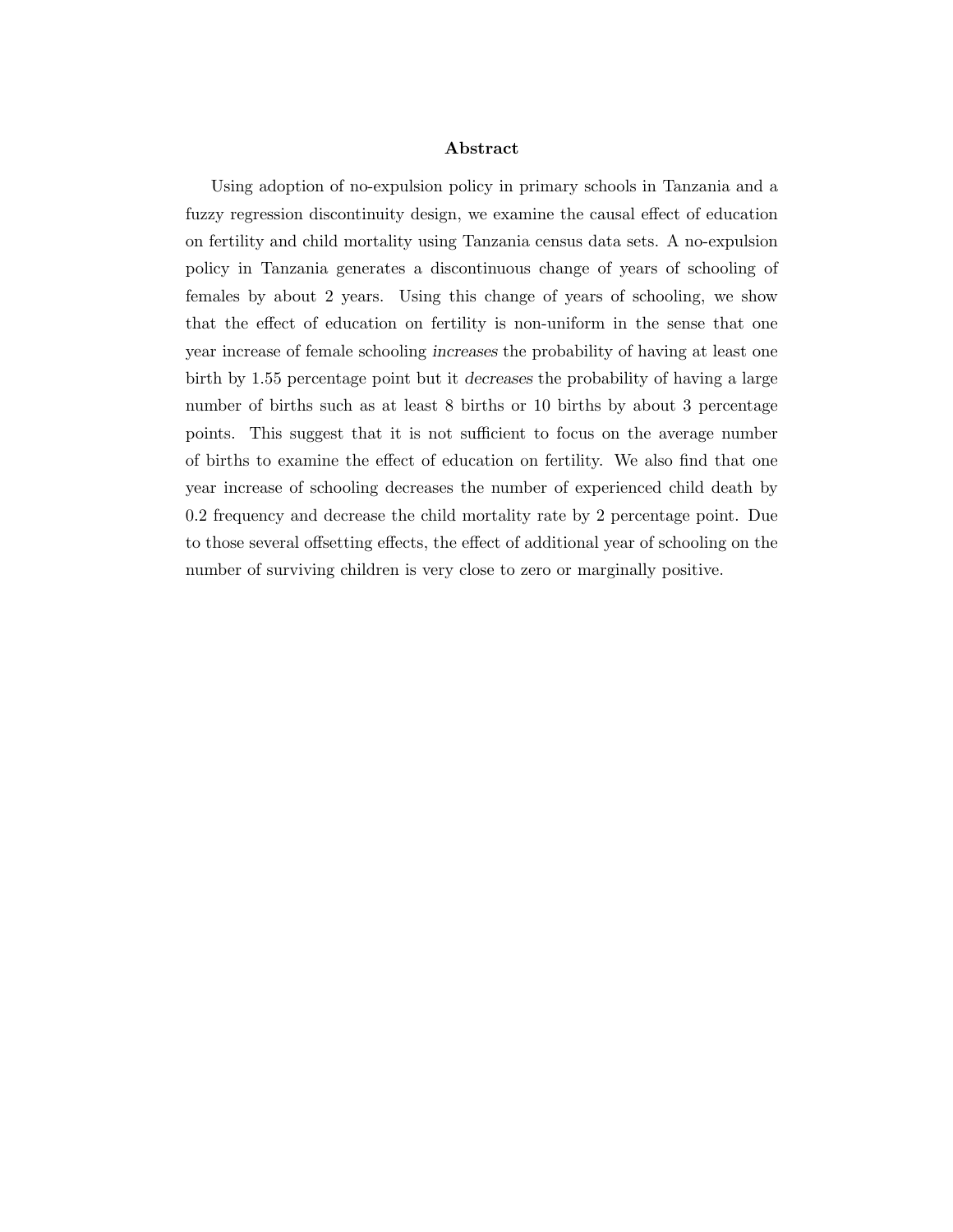## Abstract

Using adoption of no-expulsion policy in primary schools in Tanzania and a fuzzy regression discontinuity design, we examine the causal effect of education on fertility and child mortality using Tanzania census data sets. A no-expulsion policy in Tanzania generates a discontinuous change of years of schooling of females by about 2 years. Using this change of years of schooling, we show that the effect of education on fertility is non-uniform in the sense that one year increase of female schooling *increases* the probability of having at least one birth by 1.55 percentage point but it *decreases* the probability of having a large number of births such as at least 8 births or 10 births by about 3 percentage points. This suggest that it is not sufficient to focus on the average number of births to examine the effect of education on fertility. We also find that one year increase of schooling decreases the number of experienced child death by 0.2 frequency and decrease the child mortality rate by 2 percentage point. Due to those several offsetting effects, the effect of additional year of schooling on the number of surviving children is very close to zero or marginally positive.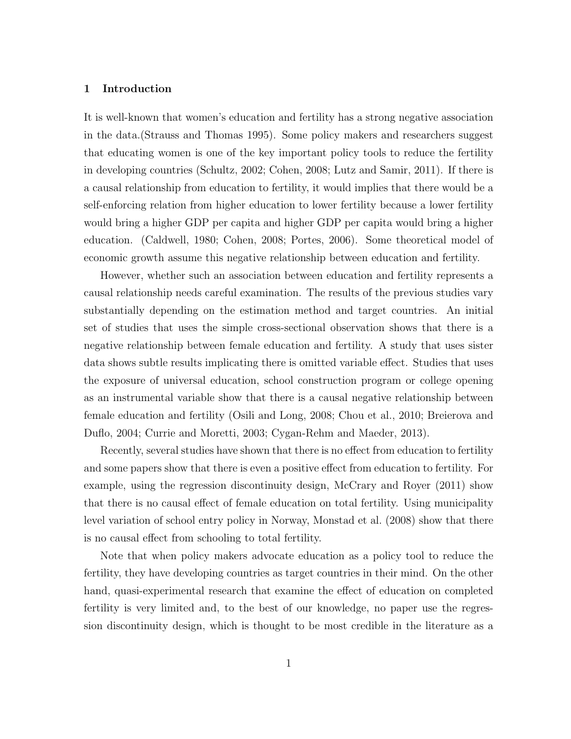## 1 Introduction

It is well-known that women's education and fertility has a strong negative association in the data.(Strauss and Thomas 1995). Some policy makers and researchers suggest that educating women is one of the key important policy tools to reduce the fertility in developing countries (Schultz, 2002; Cohen, 2008; Lutz and Samir, 2011). If there is a causal relationship from education to fertility, it would implies that there would be a self-enforcing relation from higher education to lower fertility because a lower fertility would bring a higher GDP per capita and higher GDP per capita would bring a higher education. (Caldwell, 1980; Cohen, 2008; Portes, 2006). Some theoretical model of economic growth assume this negative relationship between education and fertility.

However, whether such an association between education and fertility represents a causal relationship needs careful examination. The results of the previous studies vary substantially depending on the estimation method and target countries. An initial set of studies that uses the simple cross-sectional observation shows that there is a negative relationship between female education and fertility. A study that uses sister data shows subtle results implicating there is omitted variable effect. Studies that uses the exposure of universal education, school construction program or college opening as an instrumental variable show that there is a causal negative relationship between female education and fertility (Osili and Long, 2008; Chou et al., 2010; Breierova and Duflo, 2004; Currie and Moretti, 2003; Cygan-Rehm and Maeder, 2013).

Recently, several studies have shown that there is no effect from education to fertility and some papers show that there is even a positive effect from education to fertility. For example, using the regression discontinuity design, McCrary and Royer (2011) show that there is no causal effect of female education on total fertility. Using municipality level variation of school entry policy in Norway, Monstad et al. (2008) show that there is no causal effect from schooling to total fertility.

Note that when policy makers advocate education as a policy tool to reduce the fertility, they have developing countries as target countries in their mind. On the other hand, quasi-experimental research that examine the effect of education on completed fertility is very limited and, to the best of our knowledge, no paper use the regression discontinuity design, which is thought to be most credible in the literature as a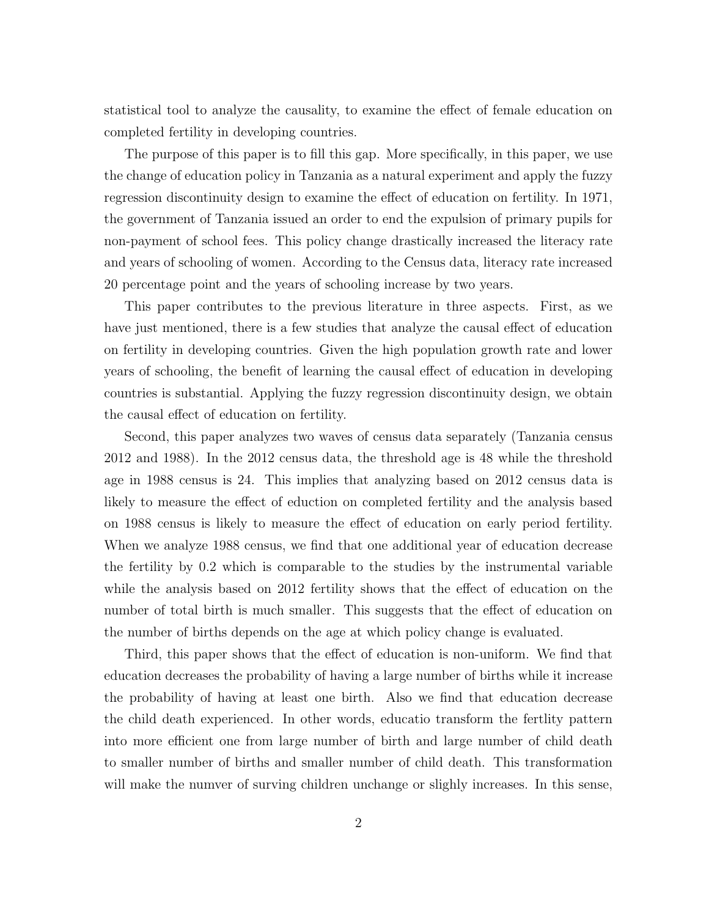statistical tool to analyze the causality, to examine the effect of female education on completed fertility in developing countries.

The purpose of this paper is to fill this gap. More specifically, in this paper, we use the change of education policy in Tanzania as a natural experiment and apply the fuzzy regression discontinuity design to examine the effect of education on fertility. In 1971, the government of Tanzania issued an order to end the expulsion of primary pupils for non-payment of school fees. This policy change drastically increased the literacy rate and years of schooling of women. According to the Census data, literacy rate increased 20 percentage point and the years of schooling increase by two years.

This paper contributes to the previous literature in three aspects. First, as we have just mentioned, there is a few studies that analyze the causal effect of education on fertility in developing countries. Given the high population growth rate and lower years of schooling, the benefit of learning the causal effect of education in developing countries is substantial. Applying the fuzzy regression discontinuity design, we obtain the causal effect of education on fertility.

Second, this paper analyzes two waves of census data separately (Tanzania census 2012 and 1988). In the 2012 census data, the threshold age is 48 while the threshold age in 1988 census is 24. This implies that analyzing based on 2012 census data is likely to measure the effect of eduction on completed fertility and the analysis based on 1988 census is likely to measure the effect of education on early period fertility. When we analyze 1988 census, we find that one additional year of education decrease the fertility by 0.2 which is comparable to the studies by the instrumental variable while the analysis based on 2012 fertility shows that the effect of education on the number of total birth is much smaller. This suggests that the effect of education on the number of births depends on the age at which policy change is evaluated.

Third, this paper shows that the effect of education is non-uniform. We find that education decreases the probability of having a large number of births while it increase the probability of having at least one birth. Also we find that education decrease the child death experienced. In other words, educatio transform the fertlity pattern into more efficient one from large number of birth and large number of child death to smaller number of births and smaller number of child death. This transformation will make the numver of surving children unchange or slighly increases. In this sense,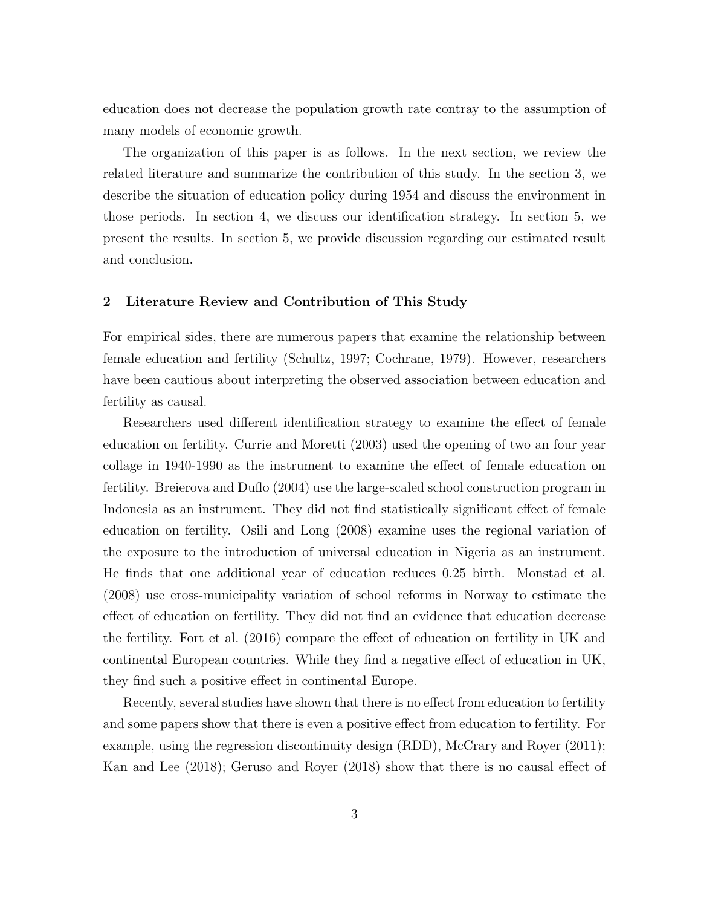education does not decrease the population growth rate contray to the assumption of many models of economic growth.

The organization of this paper is as follows. In the next section, we review the related literature and summarize the contribution of this study. In the section 3, we describe the situation of education policy during 1954 and discuss the environment in those periods. In section 4, we discuss our identification strategy. In section 5, we present the results. In section 5, we provide discussion regarding our estimated result and conclusion.

## 2 Literature Review and Contribution of This Study

For empirical sides, there are numerous papers that examine the relationship between female education and fertility (Schultz, 1997; Cochrane, 1979). However, researchers have been cautious about interpreting the observed association between education and fertility as causal.

Researchers used different identification strategy to examine the effect of female education on fertility. Currie and Moretti (2003) used the opening of two an four year collage in 1940-1990 as the instrument to examine the effect of female education on fertility. Breierova and Duflo (2004) use the large-scaled school construction program in Indonesia as an instrument. They did not find statistically significant effect of female education on fertility. Osili and Long (2008) examine uses the regional variation of the exposure to the introduction of universal education in Nigeria as an instrument. He finds that one additional year of education reduces 0.25 birth. Monstad et al. (2008) use cross-municipality variation of school reforms in Norway to estimate the effect of education on fertility. They did not find an evidence that education decrease the fertility. Fort et al. (2016) compare the effect of education on fertility in UK and continental European countries. While they find a negative effect of education in UK, they find such a positive effect in continental Europe.

Recently, several studies have shown that there is no effect from education to fertility and some papers show that there is even a positive effect from education to fertility. For example, using the regression discontinuity design (RDD), McCrary and Royer (2011); Kan and Lee (2018); Geruso and Royer (2018) show that there is no causal effect of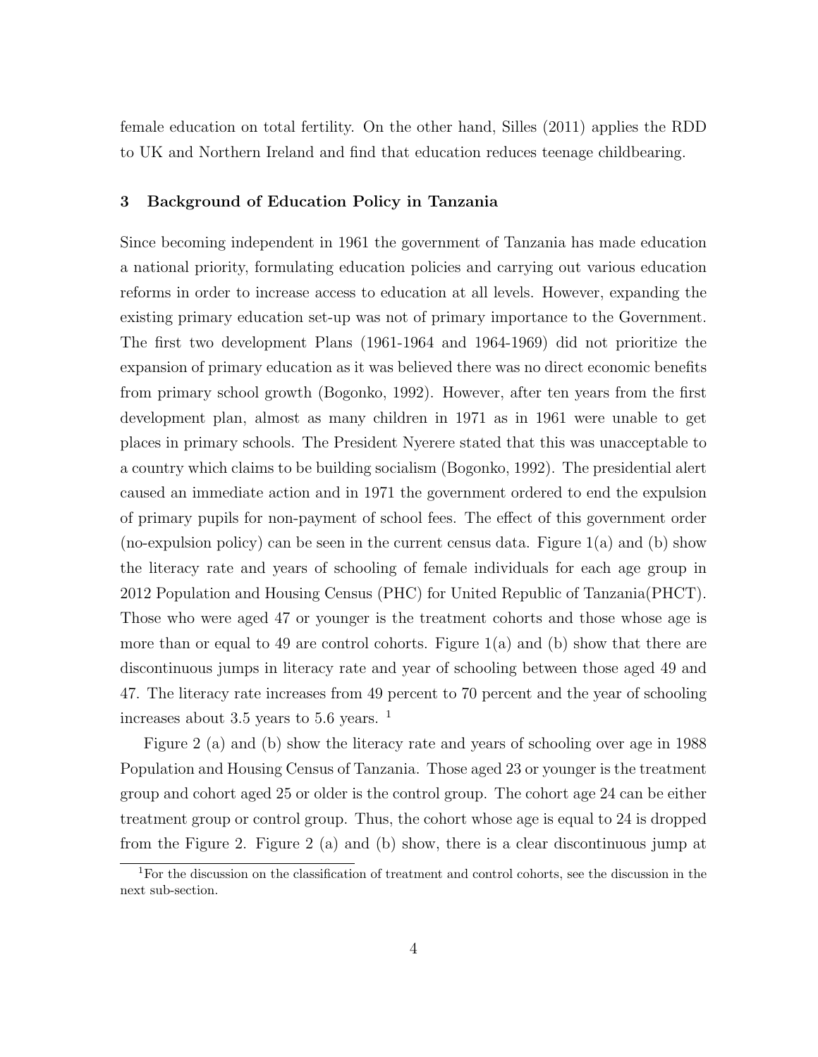female education on total fertility. On the other hand, Silles (2011) applies the RDD to UK and Northern Ireland and find that education reduces teenage childbearing.

## 3 Background of Education Policy in Tanzania

Since becoming independent in 1961 the government of Tanzania has made education a national priority, formulating education policies and carrying out various education reforms in order to increase access to education at all levels. However, expanding the existing primary education set-up was not of primary importance to the Government. The first two development Plans (1961-1964 and 1964-1969) did not prioritize the expansion of primary education as it was believed there was no direct economic benefits from primary school growth (Bogonko, 1992). However, after ten years from the first development plan, almost as many children in 1971 as in 1961 were unable to get places in primary schools. The President Nyerere stated that this was unacceptable to a country which claims to be building socialism (Bogonko, 1992). The presidential alert caused an immediate action and in 1971 the government ordered to end the expulsion of primary pupils for non-payment of school fees. The effect of this government order (no-expulsion policy) can be seen in the current census data. Figure 1(a) and (b) show the literacy rate and years of schooling of female individuals for each age group in 2012 Population and Housing Census (PHC) for United Republic of Tanzania(PHCT). Those who were aged 47 or younger is the treatment cohorts and those whose age is more than or equal to 49 are control cohorts. Figure 1(a) and (b) show that there are discontinuous jumps in literacy rate and year of schooling between those aged 49 and 47. The literacy rate increases from 49 percent to 70 percent and the year of schooling increases about 3.5 years to 5.6 years. [1]

Figure 2 (a) and (b) show the literacy rate and years of schooling over age in 1988 Population and Housing Census of Tanzania. Those aged 23 or younger is the treatment group and cohort aged 25 or older is the control group. The cohort age 24 can be either treatment group or control group. Thus, the cohort whose age is equal to 24 is dropped from the Figure 2. Figure 2 (a) and (b) show, there is a clear discontinuous jump at

[1] For the discussion on the classification of treatment and control cohorts, see the discussion in the next sub-section.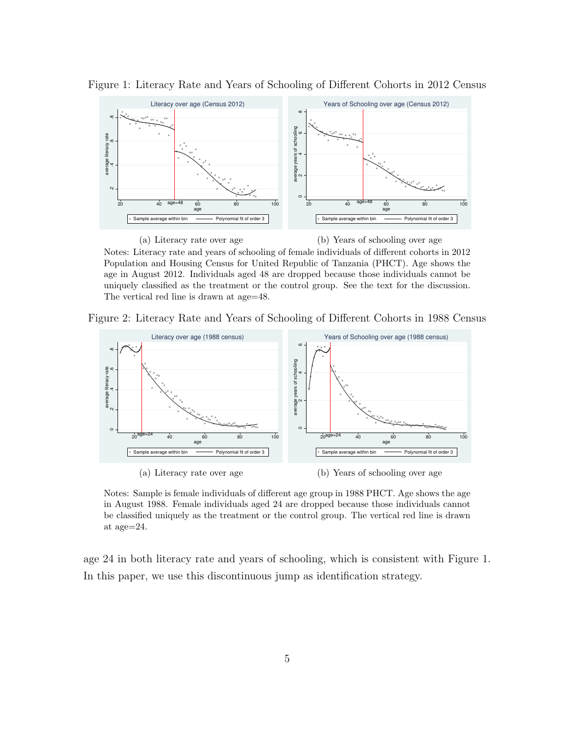Figure 1: Literacy Rate and Years of Schooling of Different Cohorts in 2012 Census

(a) Literacy rate over age

(b) Years of schooling over age

Notes: Literacy rate and years of schooling of female individuals of different cohorts in 2012 Population and Housing Census for United Republic of Tanzania (PHCT). Age shows the age in August 2012. Individuals aged 48 are dropped because those individuals cannot be uniquely classified as the treatment or the control group. See the text for the discussion. The vertical red line is drawn at age=48.

Figure 2: Literacy Rate and Years of Schooling of Different Cohorts in 1988 Census

(a) Literacy rate over age

(b) Years of schooling over age

Notes: Sample is female individuals of different age group in 1988 PHCT. Age shows the age in August 1988. Female individuals aged 24 are dropped because those individuals cannot be classified uniquely as the treatment or the control group. The vertical red line is drawn at age=24.

age 24 in both literacy rate and years of schooling, which is consistent with Figure 1. In this paper, we use this discontinuous jump as identification strategy.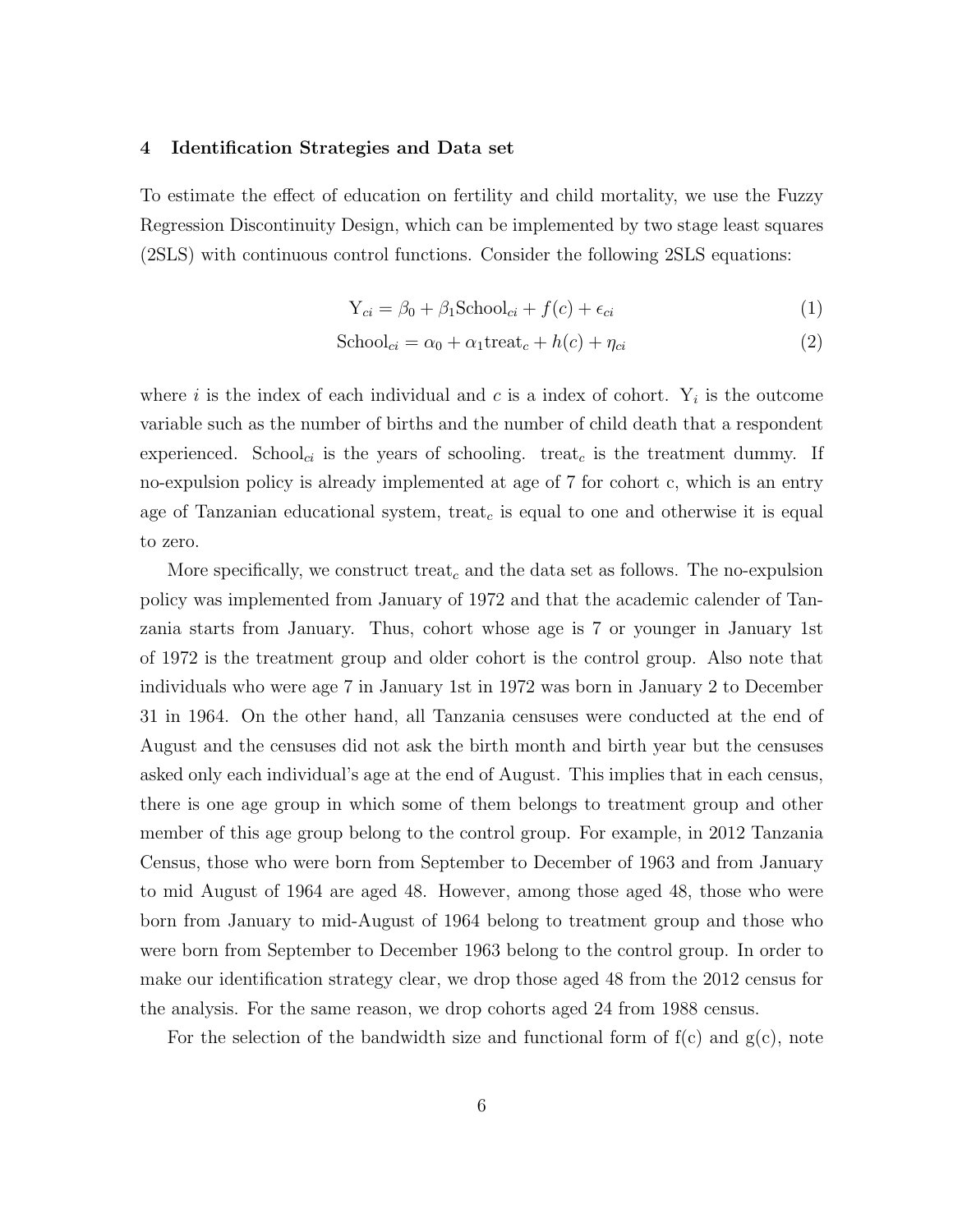## 4 Identification Strategies and Data set

To estimate the effect of education on fertility and child mortality, we use the Fuzzy Regression Discontinuity Design, which can be implemented by two stage least squares (2SLS) with continuous control functions. Consider the following 2SLS equations:

$$\mathrm{Y}_{ci} = \beta_0 + \beta_1 \mathrm{School}_{ci} + f(c) + \epsilon_{ci} \tag{1}$$

$$\mathrm{School}_{ci} = \alpha_0 + \alpha_1 \mathrm{treat}_c + h(c) + \eta_{ci} \tag{2}$$

where $i$ is the index of each individual and $c$ is a index of cohort. $\mathrm{Y}_i$ is the outcome variable such as the number of births and the number of child death that a respondent experienced. $\mathrm{School}_{ci}$ is the years of schooling. $\mathrm{treat}_c$ is the treatment dummy. If no-expulsion policy is already implemented at age of 7 for cohort c, which is an entry age of Tanzanian educational system, $\mathrm{treat}_c$ is equal to one and otherwise it is equal to zero.

More specifically, we construct $\mathrm{treat}_c$ and the data set as follows. The no-expulsion policy was implemented from January of 1972 and that the academic calender of Tanzania starts from January. Thus, cohort whose age is 7 or younger in January 1st of 1972 is the treatment group and older cohort is the control group. Also note that individuals who were age 7 in January 1st in 1972 was born in January 2 to December 31 in 1964. On the other hand, all Tanzania censuses were conducted at the end of August and the censuses did not ask the birth month and birth year but the censuses asked only each individual's age at the end of August. This implies that in each census, there is one age group in which some of them belongs to treatment group and other member of this age group belong to the control group. For example, in 2012 Tanzania Census, those who were born from September to December of 1963 and from January to mid August of 1964 are aged 48. However, among those aged 48, those who were born from January to mid-August of 1964 belong to treatment group and those who were born from September to December 1963 belong to the control group. In order to make our identification strategy clear, we drop those aged 48 from the 2012 census for the analysis. For the same reason, we drop cohorts aged 24 from 1988 census.

For the selection of the bandwidth size and functional form of f(c) and g(c), note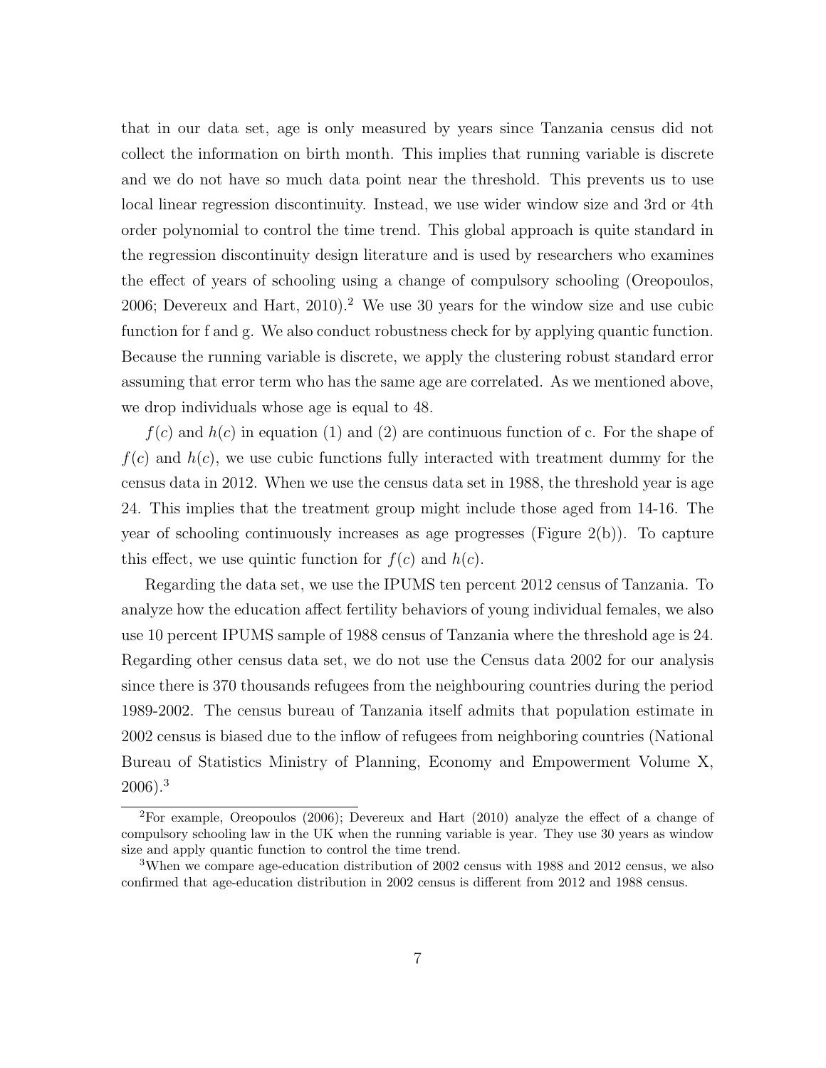that in our data set, age is only measured by years since Tanzania census did not collect the information on birth month. This implies that running variable is discrete and we do not have so much data point near the threshold. This prevents us to use local linear regression discontinuity. Instead, we use wider window size and 3rd or 4th order polynomial to control the time trend. This global approach is quite standard in the regression discontinuity design literature and is used by researchers who examines the effect of years of schooling using a change of compulsory schooling (Oreopoulos, 2006; Devereux and Hart, 2010).[2] We use 30 years for the window size and use cubic function for f and g. We also conduct robustness check for by applying quantic function. Because the running variable is discrete, we apply the clustering robust standard error assuming that error term who has the same age are correlated. As we mentioned above, we drop individuals whose age is equal to 48.

$f(c)$ and $h(c)$ in equation (1) and (2) are continuous function of c. For the shape of $f(c)$ and $h(c)$, we use cubic functions fully interacted with treatment dummy for the census data in 2012. When we use the census data set in 1988, the threshold year is age 24. This implies that the treatment group might include those aged from 14-16. The year of schooling continuously increases as age progresses (Figure 2(b)). To capture this effect, we use quintic function for $f(c)$ and $h(c)$.

Regarding the data set, we use the IPUMS ten percent 2012 census of Tanzania. To analyze how the education affect fertility behaviors of young individual females, we also use 10 percent IPUMS sample of 1988 census of Tanzania where the threshold age is 24. Regarding other census data set, we do not use the Census data 2002 for our analysis since there is 370 thousands refugees from the neighbouring countries during the period 1989-2002. The census bureau of Tanzania itself admits that population estimate in 2002 census is biased due to the inflow of refugees from neighboring countries (National Bureau of Statistics Ministry of Planning, Economy and Empowerment Volume X, 2006).[3]

---

[2] For example, Oreopoulos (2006); Devereux and Hart (2010) analyze the effect of a change of compulsory schooling law in the UK when the running variable is year. They use 30 years as window size and apply quantic function to control the time trend.

[3] When we compare age-education distribution of 2002 census with 1988 and 2012 census, we also confirmed that age-education distribution in 2002 census is different from 2012 and 1988 census.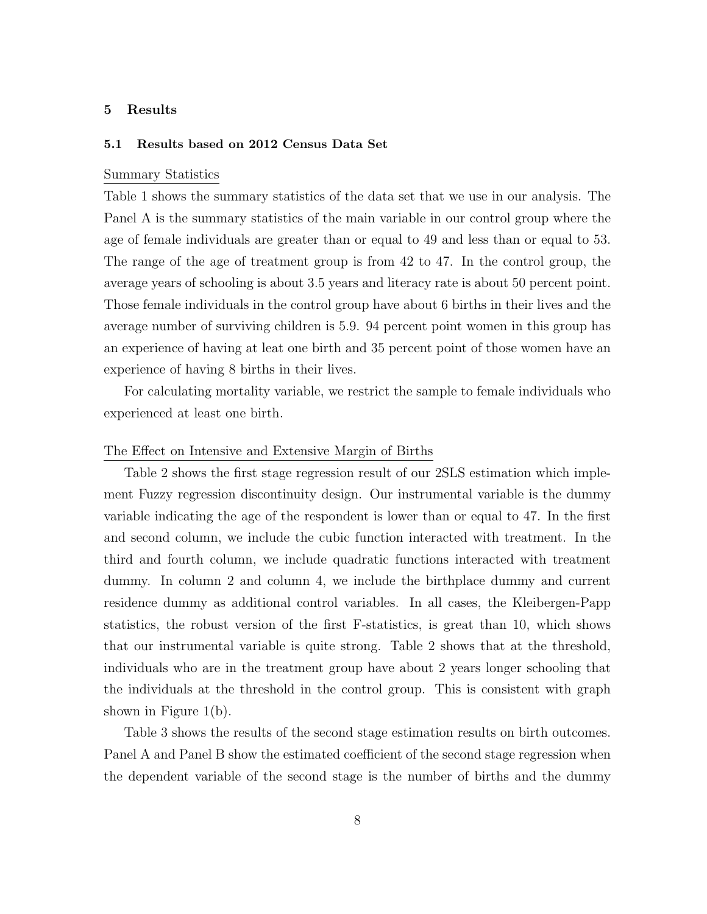## 5 Results

### 5.1 Results based on 2012 Census Data Set

Summary Statistics

Table 1 shows the summary statistics of the data set that we use in our analysis. The Panel A is the summary statistics of the main variable in our control group where the age of female individuals are greater than or equal to 49 and less than or equal to 53. The range of the age of treatment group is from 42 to 47. In the control group, the average years of schooling is about 3.5 years and literacy rate is about 50 percent point. Those female individuals in the control group have about 6 births in their lives and the average number of surviving children is 5.9. 94 percent point women in this group has an experience of having at leat one birth and 35 percent point of those women have an experience of having 8 births in their lives.

For calculating mortality variable, we restrict the sample to female individuals who experienced at least one birth.

The Effect on Intensive and Extensive Margin of Births

Table 2 shows the first stage regression result of our 2SLS estimation which implement Fuzzy regression discontinuity design. Our instrumental variable is the dummy variable indicating the age of the respondent is lower than or equal to 47. In the first and second column, we include the cubic function interacted with treatment. In the third and fourth column, we include quadratic functions interacted with treatment dummy. In column 2 and column 4, we include the birthplace dummy and current residence dummy as additional control variables. In all cases, the Kleibergen-Papp statistics, the robust version of the first F-statistics, is great than 10, which shows that our instrumental variable is quite strong. Table 2 shows that at the threshold, individuals who are in the treatment group have about 2 years longer schooling that the individuals at the threshold in the control group. This is consistent with graph shown in Figure 1(b).

Table 3 shows the results of the second stage estimation results on birth outcomes. Panel A and Panel B show the estimated coefficient of the second stage regression when the dependent variable of the second stage is the number of births and the dummy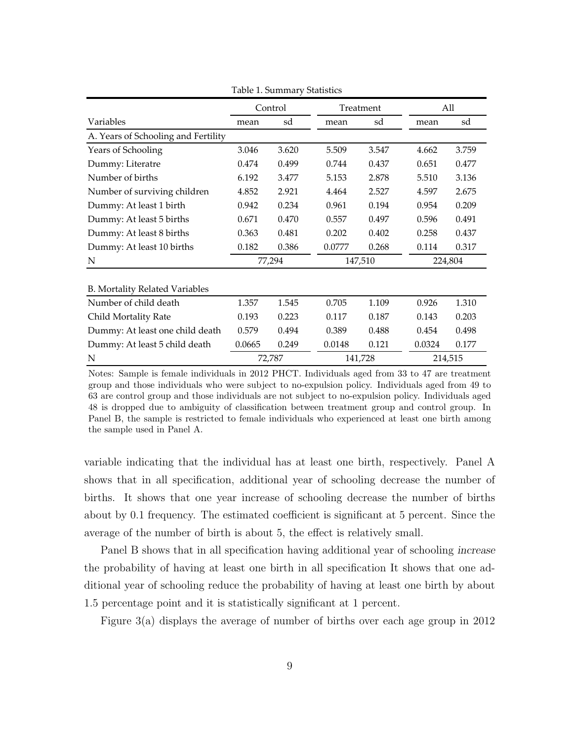Table 1. Summary Statistics

| | Control | | Treatment | | All | |
|---|---|---|---|---|---|---|
| Variables | mean | sd | mean | sd | mean | sd |
| A. Years of Schooling and Fertility | | | | | | |
| Years of Schooling | 3.046 | 3.620 | 5.509 | 3.547 | 4.662 | 3.759 |
| Dummy: Literatre | 0.474 | 0.499 | 0.744 | 0.437 | 0.651 | 0.477 |
| Number of births | 6.192 | 3.477 | 5.153 | 2.878 | 5.510 | 3.136 |
| Number of surviving children | 4.852 | 2.921 | 4.464 | 2.527 | 4.597 | 2.675 |
| Dummy: At least 1 birth | 0.942 | 0.234 | 0.961 | 0.194 | 0.954 | 0.209 |
| Dummy: At least 5 births | 0.671 | 0.470 | 0.557 | 0.497 | 0.596 | 0.491 |
| Dummy: At least 8 births | 0.363 | 0.481 | 0.202 | 0.402 | 0.258 | 0.437 |
| Dummy: At least 10 births | 0.182 | 0.386 | 0.0777 | 0.268 | 0.114 | 0.317 |
| N | 77,294 | | 147,510 | | 224,804 | |
| B. Mortality Related Variables | | | | | | |
| Number of child death | 1.357 | 1.545 | 0.705 | 1.109 | 0.926 | 1.310 |
| Child Mortality Rate | 0.193 | 0.223 | 0.117 | 0.187 | 0.143 | 0.203 |
| Dummy: At least one child death | 0.579 | 0.494 | 0.389 | 0.488 | 0.454 | 0.498 |
| Dummy: At least 5 child death | 0.0665 | 0.249 | 0.0148 | 0.121 | 0.0324 | 0.177 |
| N | 72,787 | | 141,728 | | 214,515 | |

Notes: Sample is female individuals in 2012 PHCT. Individuals aged from 33 to 47 are treatment group and those individuals who were subject to no-expulsion policy. Individuals aged from 49 to 63 are control group and those individuals are not subject to no-expulsion policy. Individuals aged 48 is dropped due to ambiguity of classification between treatment group and control group. In Panel B, the sample is restricted to female individuals who experienced at least one birth among the sample used in Panel A.

variable indicating that the individual has at least one birth, respectively. Panel A shows that in all specification, additional year of schooling decrease the number of births. It shows that one year increase of schooling decrease the number of births about by 0.1 frequency. The estimated coefficient is significant at 5 percent. Since the average of the number of birth is about 5, the effect is relatively small.

Panel B shows that in all specification having additional year of schooling *increase* the probability of having at least one birth in all specification It shows that one additional year of schooling reduce the probability of having at least one birth by about 1.5 percentage point and it is statistically significant at 1 percent.

Figure 3(a) displays the average of number of births over each age group in 2012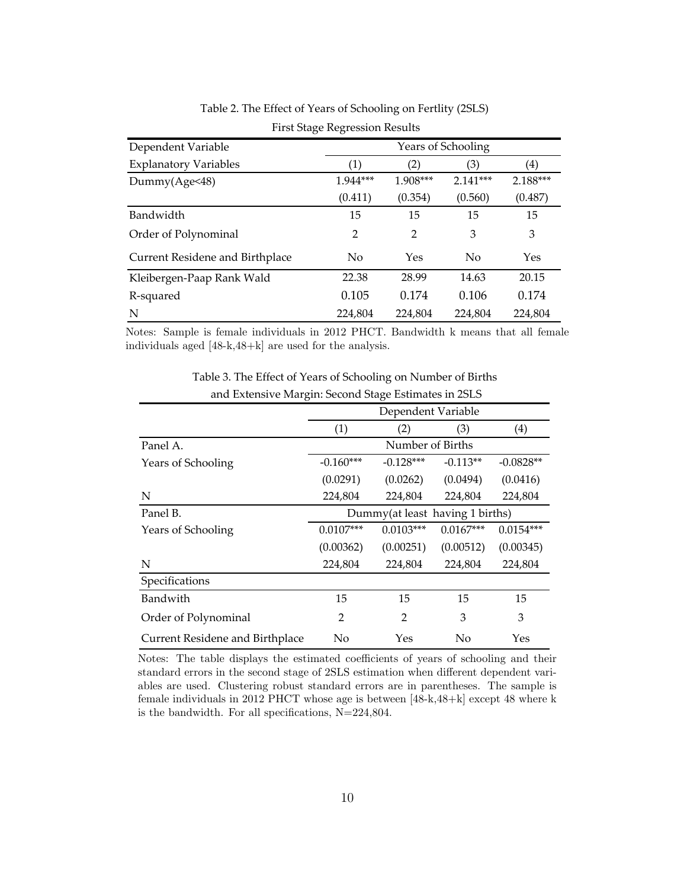Table 2. The Effect of Years of Schooling on Fertlity (2SLS)

First Stage Regression Results

| Dependent Variable | Years of Schooling | | | |
|---|---|---|---|---|
| Explanatory Variables | (1) | (2) | (3) | (4) |
| Dummy(Age<48) | 1.944*** | 1.908*** | 2.141*** | 2.188*** |
| | (0.411) | (0.354) | (0.560) | (0.487) |
| Bandwidth | 15 | 15 | 15 | 15 |
| Order of Polynominal | 2 | 2 | 3 | 3 |
| Current Residene and Birthplace | No | Yes | No | Yes |
| Kleibergen-Paap Rank Wald | 22.38 | 28.99 | 14.63 | 20.15 |
| R-squared | 0.105 | 0.174 | 0.106 | 0.174 |
| N | 224,804 | 224,804 | 224,804 | 224,804 |

Notes: Sample is female individuals in 2012 PHCT. Bandwidth k means that all female individuals aged [48-k,48+k] are used for the analysis.

Table 3. The Effect of Years of Schooling on Number of Births and Extensive Margin: Second Stage Estimates in 2SLS

| | Dependent Variable | | | |
|---|---|---|---|---|
| | (1) | (2) | (3) | (4) |
| Panel A. | Number of Births | | | |
| Years of Schooling | -0.160*** | -0.128*** | -0.113** | -0.0828** |
| | (0.0291) | (0.0262) | (0.0494) | (0.0416) |
| N | 224,804 | 224,804 | 224,804 | 224,804 |
| Panel B. | Dummy(at least having 1 births) | | | |
| Years of Schooling | 0.0107*** | 0.0103*** | 0.0167*** | 0.0154*** |
| | (0.00362) | (0.00251) | (0.00512) | (0.00345) |
| N | 224,804 | 224,804 | 224,804 | 224,804 |
| Specifications | | | | |
| Bandwith | 15 | 15 | 15 | 15 |
| Order of Polynominal | 2 | 2 | 3 | 3 |
| Current Residene and Birthplace | No | Yes | No | Yes |

Notes: The table displays the estimated coefficients of years of schooling and their standard errors in the second stage of 2SLS estimation when different dependent variables are used. Clustering robust standard errors are in parentheses. The sample is female individuals in 2012 PHCT whose age is between [48-k,48+k] except 48 where k is the bandwidth. For all specifications, N=224,804.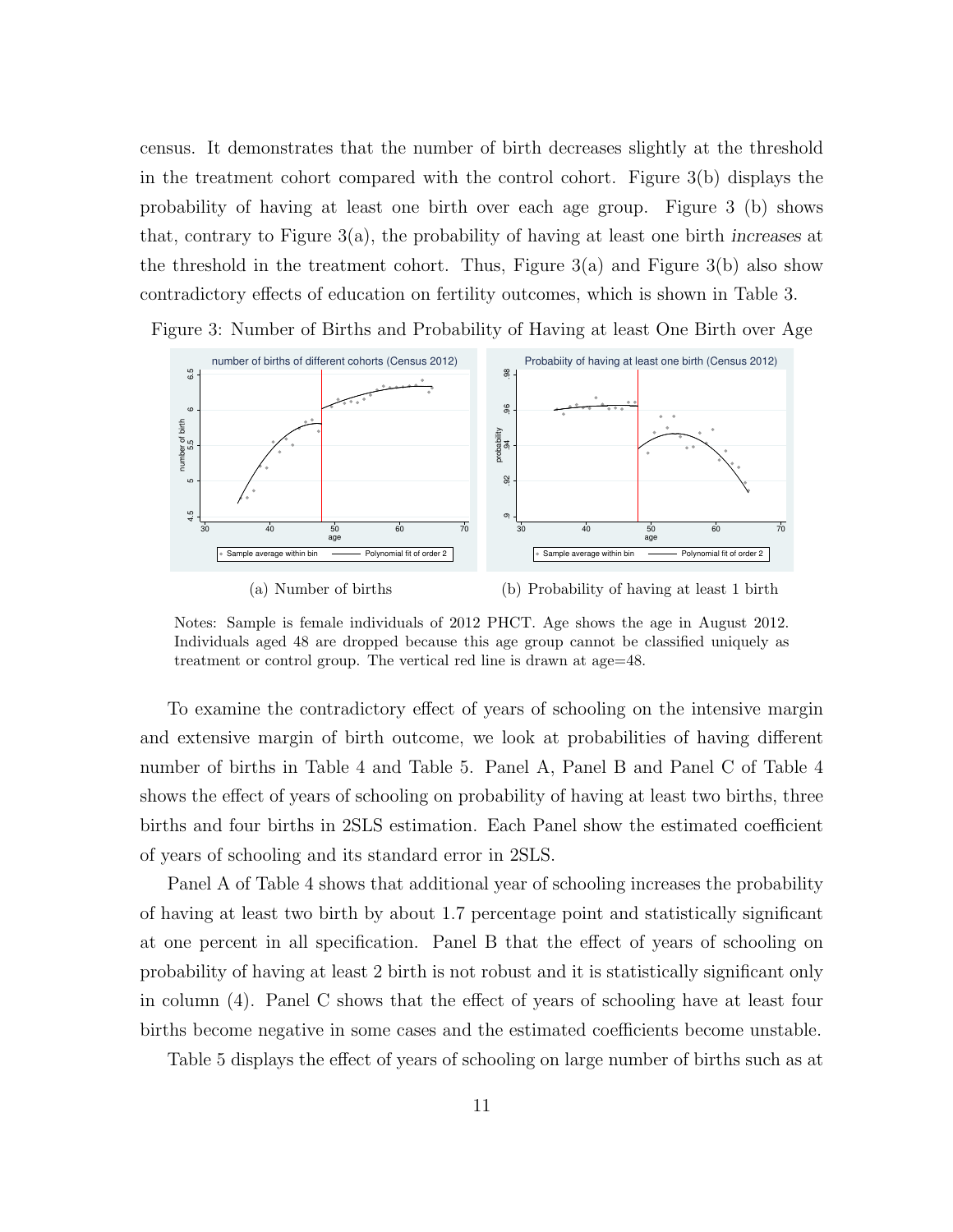census. It demonstrates that the number of birth decreases slightly at the threshold in the treatment cohort compared with the control cohort. Figure 3(b) displays the probability of having at least one birth over each age group. Figure 3 (b) shows that, contrary to Figure 3(a), the probability of having at least one birth *increases* at the threshold in the treatment cohort. Thus, Figure 3(a) and Figure 3(b) also show contradictory effects of education on fertility outcomes, which is shown in Table 3.

Figure 3: Number of Births and Probability of Having at least One Birth over Age

(a) Number of births

(b) Probability of having at least 1 birth

Notes: Sample is female individuals of 2012 PHCT. Age shows the age in August 2012. Individuals aged 48 are dropped because this age group cannot be classified uniquely as treatment or control group. The vertical red line is drawn at age=48.

To examine the contradictory effect of years of schooling on the intensive margin and extensive margin of birth outcome, we look at probabilities of having different number of births in Table 4 and Table 5. Panel A, Panel B and Panel C of Table 4 shows the effect of years of schooling on probability of having at least two births, three births and four births in 2SLS estimation. Each Panel show the estimated coefficient of years of schooling and its standard error in 2SLS.

Panel A of Table 4 shows that additional year of schooling increases the probability of having at least two birth by about 1.7 percentage point and statistically significant at one percent in all specification. Panel B that the effect of years of schooling on probability of having at least 2 birth is not robust and it is statistically significant only in column (4). Panel C shows that the effect of years of schooling have at least four births become negative in some cases and the estimated coefficients become unstable.

Table 5 displays the effect of years of schooling on large number of births such as at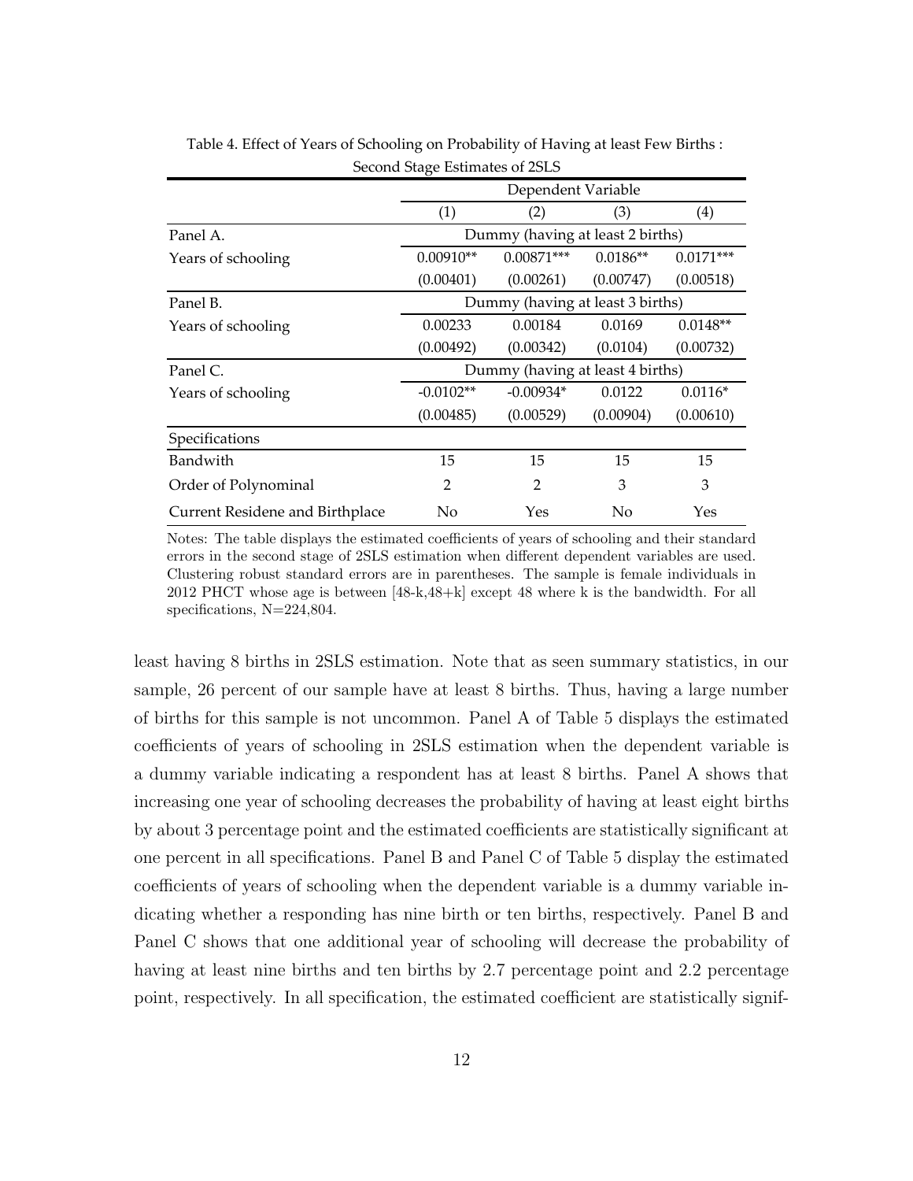Table 4. Effect of Years of Schooling on Probability of Having at least Few Births : Second Stage Estimates of 2SLS

| | Dependent Variable | | | |
|---|---|---|---|---|
| | (1) | (2) | (3) | (4) |
| Panel A. | Dummy (having at least 2 births) | | | |
| Years of schooling | 0.00910** | 0.00871*** | 0.0186** | 0.0171*** |
| | (0.00401) | (0.00261) | (0.00747) | (0.00518) |
| Panel B. | Dummy (having at least 3 births) | | | |
| Years of schooling | 0.00233 | 0.00184 | 0.0169 | 0.0148** |
| | (0.00492) | (0.00342) | (0.0104) | (0.00732) |
| Panel C. | Dummy (having at least 4 births) | | | |
| Years of schooling | -0.0102** | -0.00934* | 0.0122 | 0.0116* |
| | (0.00485) | (0.00529) | (0.00904) | (0.00610) |
| Specifications | | | | |
| Bandwith | 15 | 15 | 15 | 15 |
| Order of Polynominal | 2 | 2 | 3 | 3 |
| Current Residene and Birthplace | No | Yes | No | Yes |

Notes: The table displays the estimated coefficients of years of schooling and their standard errors in the second stage of 2SLS estimation when different dependent variables are used. Clustering robust standard errors are in parentheses. The sample is female individuals in 2012 PHCT whose age is between [48-k,48+k] except 48 where k is the bandwidth. For all specifications, N=224,804.

least having 8 births in 2SLS estimation. Note that as seen summary statistics, in our sample, 26 percent of our sample have at least 8 births. Thus, having a large number of births for this sample is not uncommon. Panel A of Table 5 displays the estimated coefficients of years of schooling in 2SLS estimation when the dependent variable is a dummy variable indicating a respondent has at least 8 births. Panel A shows that increasing one year of schooling decreases the probability of having at least eight births by about 3 percentage point and the estimated coefficients are statistically significant at one percent in all specifications. Panel B and Panel C of Table 5 display the estimated coefficients of years of schooling when the dependent variable is a dummy variable indicating whether a responding has nine birth or ten births, respectively. Panel B and Panel C shows that one additional year of schooling will decrease the probability of having at least nine births and ten births by 2.7 percentage point and 2.2 percentage point, respectively. In all specification, the estimated coefficient are statistically signif-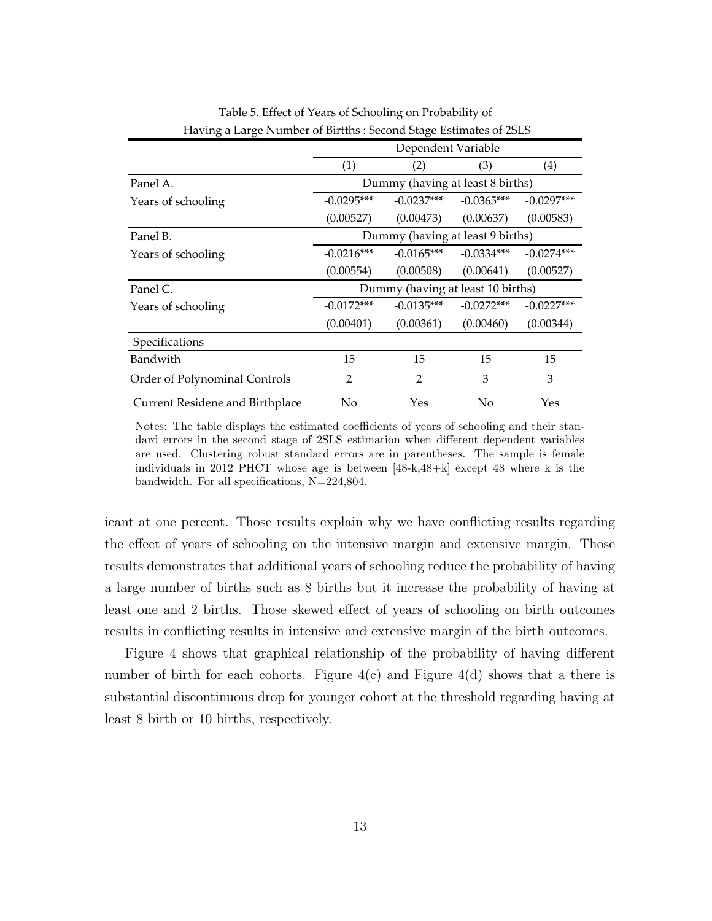Table 5. Effect of Years of Schooling on Probability of Having a Large Number of Birtths : Second Stage Estimates of 2SLS

| | Dependent Variable | | | |
|---|---|---|---|---|
| | (1) | (2) | (3) | (4) |
| Panel A. | Dummy (having at least 8 births) | | | |
| Years of schooling | -0.0295*** | -0.0237*** | -0.0365*** | -0.0297*** |
| | (0.00527) | (0.00473) | (0.00637) | (0.00583) |
| Panel B. | Dummy (having at least 9 births) | | | |
| Years of schooling | -0.0216*** | -0.0165*** | -0.0334*** | -0.0274*** |
| | (0.00554) | (0.00508) | (0.00641) | (0.00527) |
| Panel C. | Dummy (having at least 10 births) | | | |
| Years of schooling | -0.0172*** | -0.0135*** | -0.0272*** | -0.0227*** |
| | (0.00401) | (0.00361) | (0.00460) | (0.00344) |
| Specifications | | | | |
| Bandwith | 15 | 15 | 15 | 15 |
| Order of Polynominal Controls | 2 | 2 | 3 | 3 |
| Current Residene and Birthplace | No | Yes | No | Yes |

Notes: The table displays the estimated coefficients of years of schooling and their standard errors in the second stage of 2SLS estimation when different dependent variables are used. Clustering robust standard errors are in parentheses. The sample is female individuals in 2012 PHCT whose age is between [48-k,48+k] except 48 where k is the bandwidth. For all specifications, N=224,804.

icant at one percent. Those results explain why we have conflicting results regarding the effect of years of schooling on the intensive margin and extensive margin. Those results demonstrates that additional years of schooling reduce the probability of having a large number of births such as 8 births but it increase the probability of having at least one and 2 births. Those skewed effect of years of schooling on birth outcomes results in conflicting results in intensive and extensive margin of the birth outcomes.

Figure 4 shows that graphical relationship of the probability of having different number of birth for each cohorts. Figure 4(c) and Figure 4(d) shows that a there is substantial discontinuous drop for younger cohort at the threshold regarding having at least 8 birth or 10 births, respectively.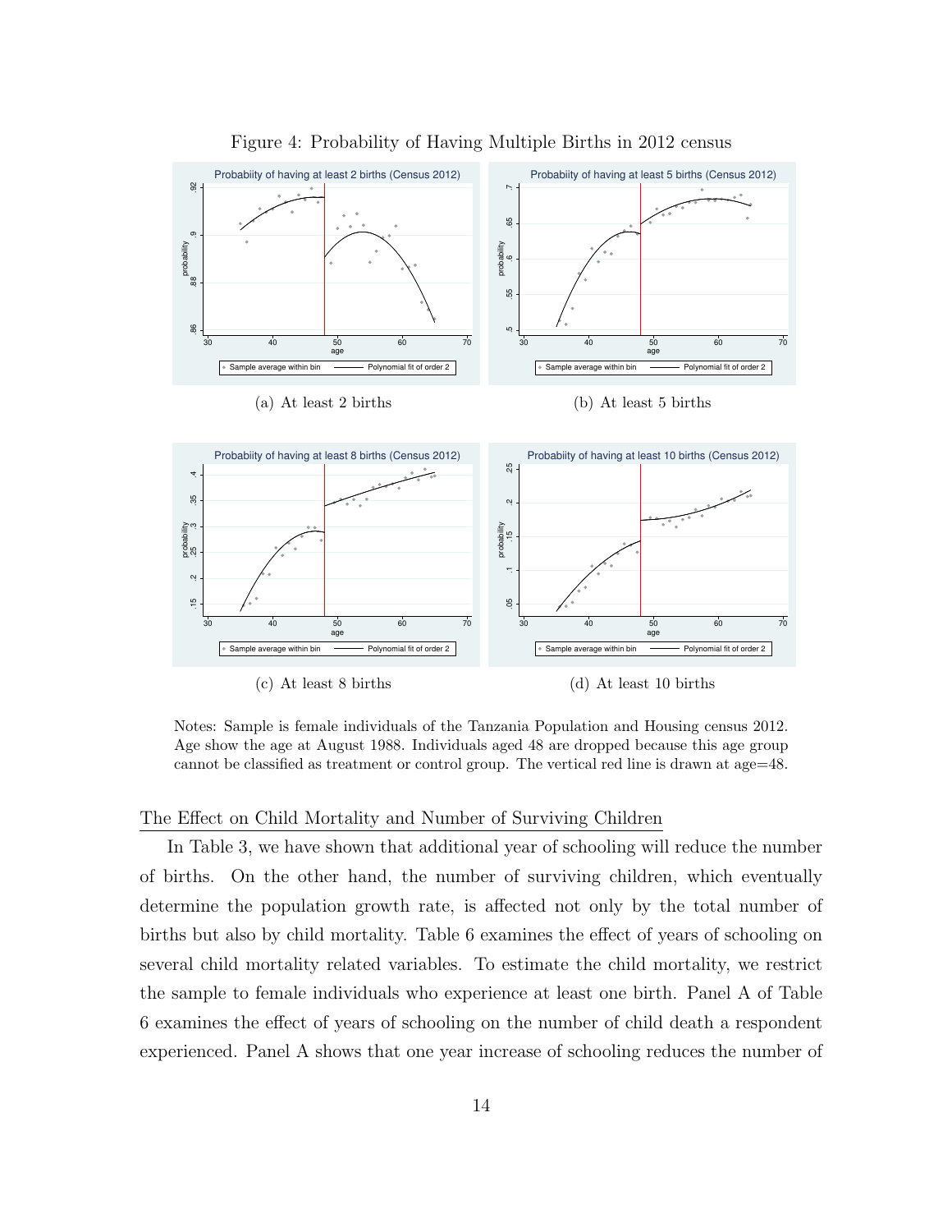Figure 4: Probability of Having Multiple Births in 2012 census

(a) At least 2 births

(b) At least 5 births

(c) At least 8 births

(d) At least 10 births

Notes: Sample is female individuals of the Tanzania Population and Housing census 2012. Age show the age at August 1988. Individuals aged 48 are dropped because this age group cannot be classified as treatment or control group. The vertical red line is drawn at age=48.

## The Effect on Child Mortality and Number of Surviving Children

In Table 3, we have shown that additional year of schooling will reduce the number of births. On the other hand, the number of surviving children, which eventually determine the population growth rate, is affected not only by the total number of births but also by child mortality. Table 6 examines the effect of years of schooling on several child mortality related variables. To estimate the child mortality, we restrict the sample to female individuals who experience at least one birth. Panel A of Table 6 examines the effect of years of schooling on the number of child death a respondent experienced. Panel A shows that one year increase of schooling reduces the number of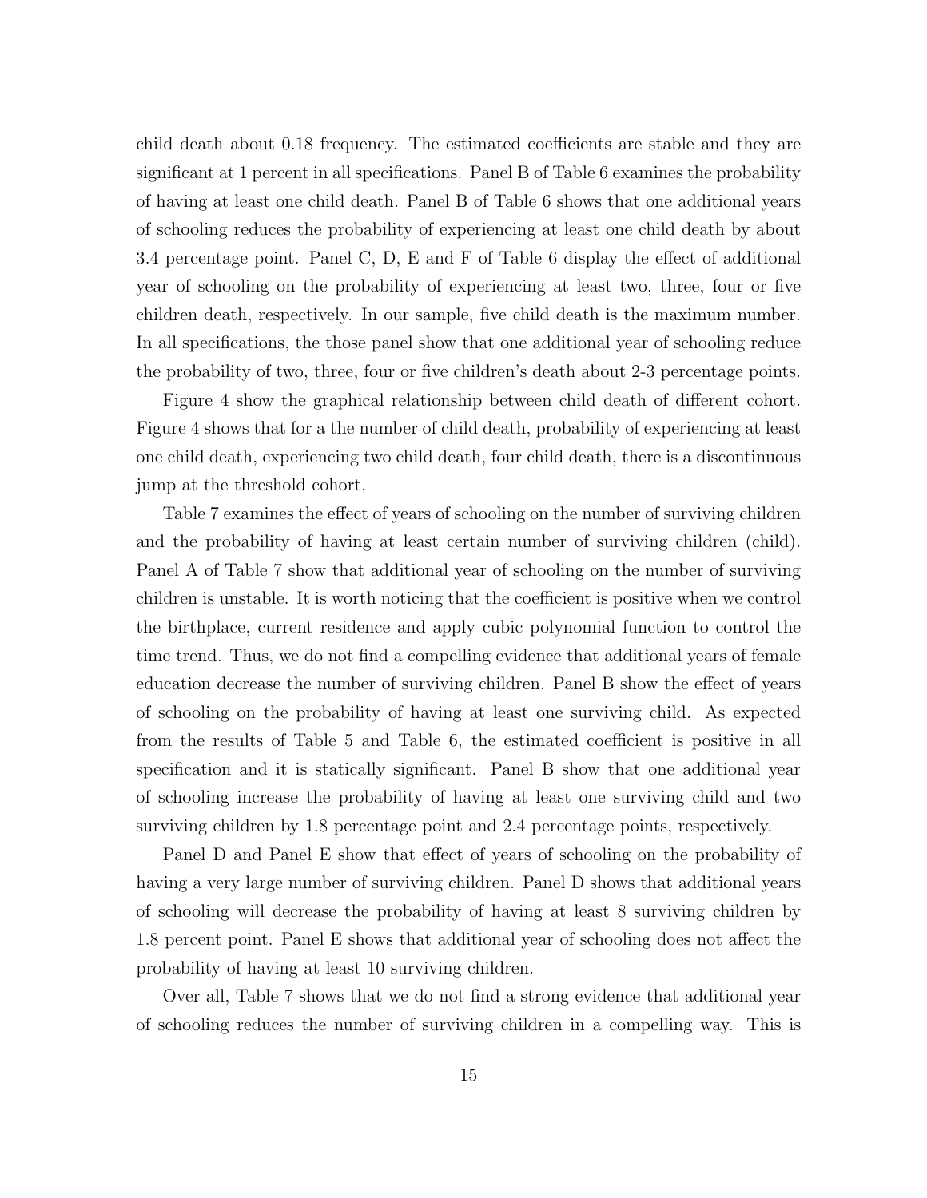child death about 0.18 frequency. The estimated coefficients are stable and they are significant at 1 percent in all specifications. Panel B of Table 6 examines the probability of having at least one child death. Panel B of Table 6 shows that one additional years of schooling reduces the probability of experiencing at least one child death by about 3.4 percentage point. Panel C, D, E and F of Table 6 display the effect of additional year of schooling on the probability of experiencing at least two, three, four or five children death, respectively. In our sample, five child death is the maximum number. In all specifications, the those panel show that one additional year of schooling reduce the probability of two, three, four or five children's death about 2-3 percentage points.

Figure 4 show the graphical relationship between child death of different cohort. Figure 4 shows that for a the number of child death, probability of experiencing at least one child death, experiencing two child death, four child death, there is a discontinuous jump at the threshold cohort.

Table 7 examines the effect of years of schooling on the number of surviving children and the probability of having at least certain number of surviving children (child). Panel A of Table 7 show that additional year of schooling on the number of surviving children is unstable. It is worth noticing that the coefficient is positive when we control the birthplace, current residence and apply cubic polynomial function to control the time trend. Thus, we do not find a compelling evidence that additional years of female education decrease the number of surviving children. Panel B show the effect of years of schooling on the probability of having at least one surviving child. As expected from the results of Table 5 and Table 6, the estimated coefficient is positive in all specification and it is statically significant. Panel B show that one additional year of schooling increase the probability of having at least one surviving child and two surviving children by 1.8 percentage point and 2.4 percentage points, respectively.

Panel D and Panel E show that effect of years of schooling on the probability of having a very large number of surviving children. Panel D shows that additional years of schooling will decrease the probability of having at least 8 surviving children by 1.8 percent point. Panel E shows that additional year of schooling does not affect the probability of having at least 10 surviving children.

Over all, Table 7 shows that we do not find a strong evidence that additional year of schooling reduces the number of surviving children in a compelling way. This is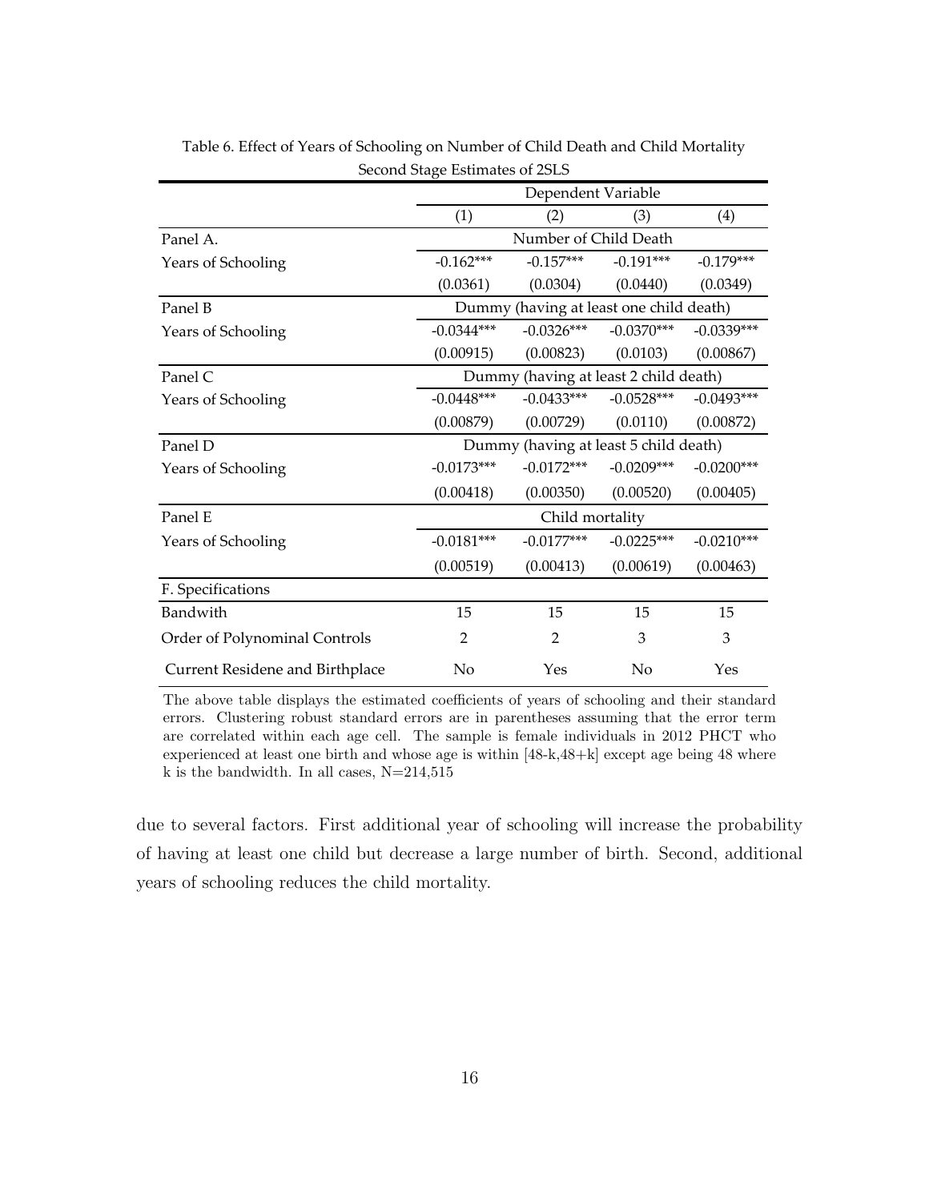Table 6. Effect of Years of Schooling on Number of Child Death and Child Mortality
Second Stage Estimates of 2SLS

| | Dependent Variable | | | |
|---|---|---|---|---|
| | (1) | (2) | (3) | (4) |
| Panel A. | Number of Child Death | | | |
| Years of Schooling | -0.162*** | -0.157*** | -0.191*** | -0.179*** |
| | (0.0361) | (0.0304) | (0.0440) | (0.0349) |
| Panel B | Dummy (having at least one child death) | | | |
| Years of Schooling | -0.0344*** | -0.0326*** | -0.0370*** | -0.0339*** |
| | (0.00915) | (0.00823) | (0.0103) | (0.00867) |
| Panel C | Dummy (having at least 2 child death) | | | |
| Years of Schooling | -0.0448*** | -0.0433*** | -0.0528*** | -0.0493*** |
| | (0.00879) | (0.00729) | (0.0110) | (0.00872) |
| Panel D | Dummy (having at least 5 child death) | | | |
| Years of Schooling | -0.0173*** | -0.0172*** | -0.0209*** | -0.0200*** |
| | (0.00418) | (0.00350) | (0.00520) | (0.00405) |
| Panel E | Child mortality | | | |
| Years of Schooling | -0.0181*** | -0.0177*** | -0.0225*** | -0.0210*** |
| | (0.00519) | (0.00413) | (0.00619) | (0.00463) |
| F. Specifications | | | | |
| Bandwith | 15 | 15 | 15 | 15 |
| Order of Polynominal Controls | 2 | 2 | 3 | 3 |
| Current Residene and Birthplace | No | Yes | No | Yes |

The above table displays the estimated coefficients of years of schooling and their standard errors. Clustering robust standard errors are in parentheses assuming that the error term are correlated within each age cell. The sample is female individuals in 2012 PHCT who experienced at least one birth and whose age is within [48-k,48+k] except age being 48 where k is the bandwidth. In all cases, N=214,515

due to several factors. First additional year of schooling will increase the probability of having at least one child but decrease a large number of birth. Second, additional years of schooling reduces the child mortality.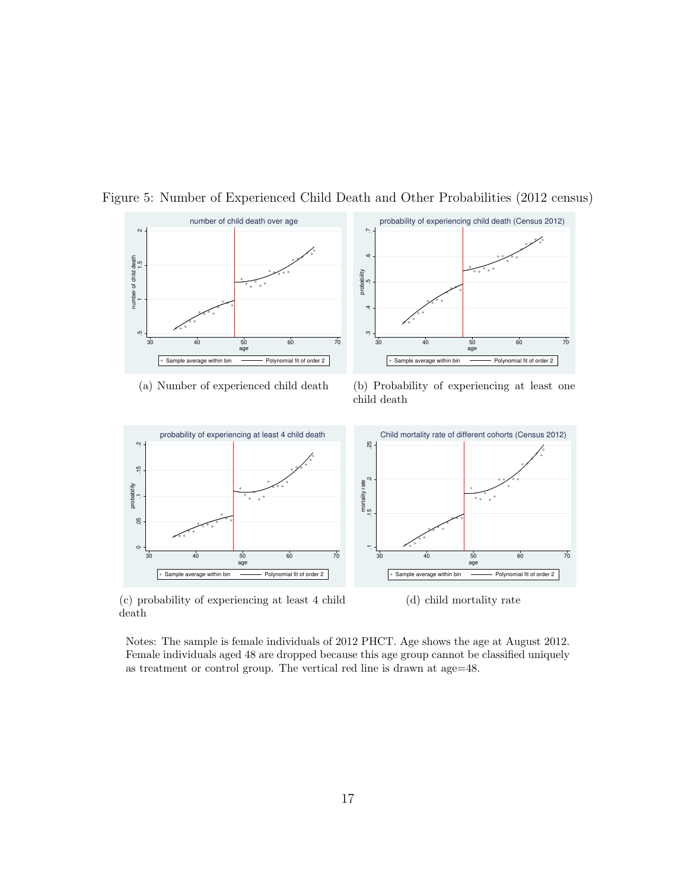Figure 5: Number of Experienced Child Death and Other Probabilities (2012 census)

(a) Number of experienced child death

(b) Probability of experiencing at least one child death

(c) probability of experiencing at least 4 child death

(d) child mortality rate

Notes: The sample is female individuals of 2012 PHCT. Age shows the age at August 2012. Female individuals aged 48 are dropped because this age group cannot be classified uniquely as treatment or control group. The vertical red line is drawn at age=48.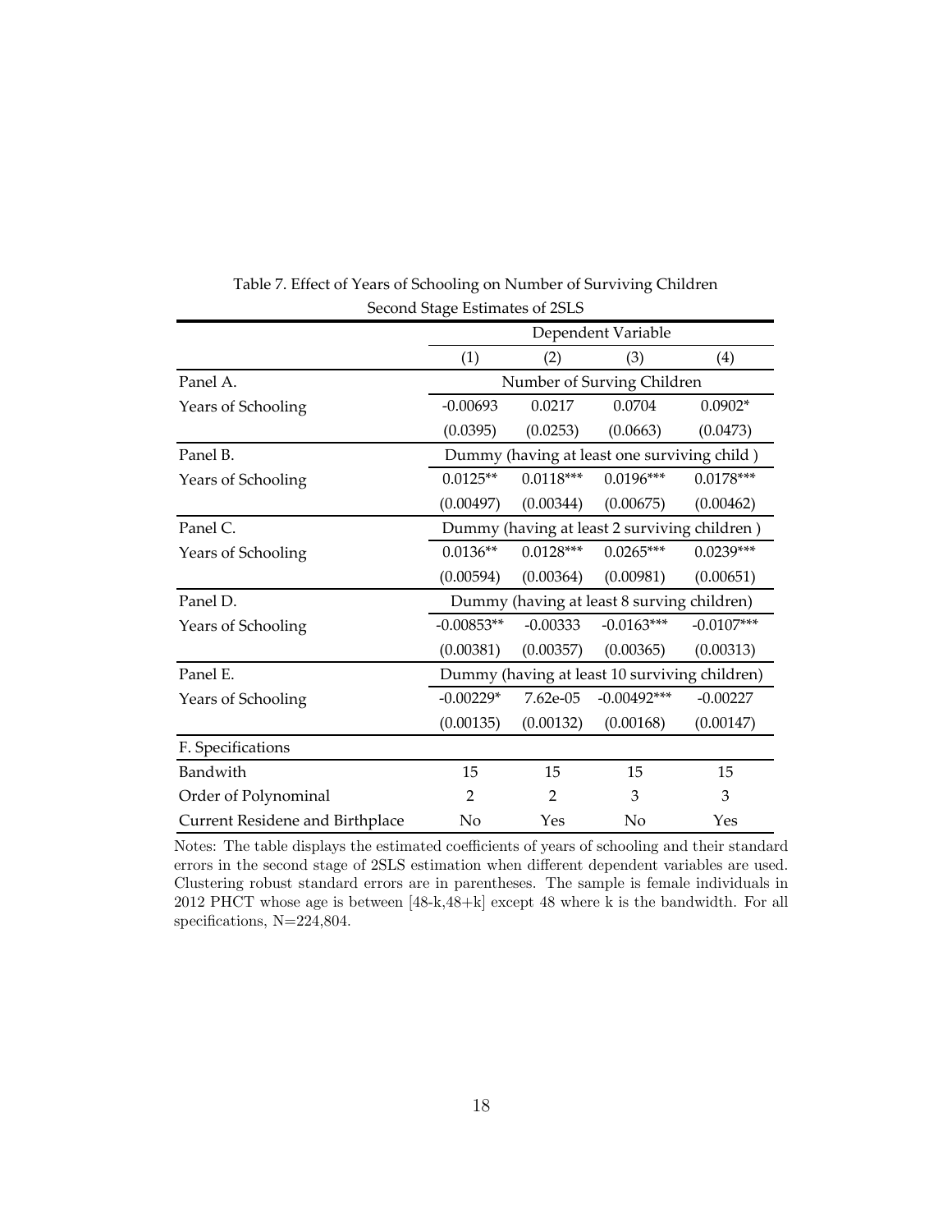Table 7. Effect of Years of Schooling on Number of Surviving Children
Second Stage Estimates of 2SLS

| | Dependent Variable | | | |
|---|---|---|---|---|
| | (1) | (2) | (3) | (4) |
| Panel A. | Number of Surving Children | | | |
| Years of Schooling | -0.00693 | 0.0217 | 0.0704 | 0.0902* |
| | (0.0395) | (0.0253) | (0.0663) | (0.0473) |
| Panel B. | Dummy (having at least one surviving child ) | | | |
| Years of Schooling | 0.0125** | 0.0118*** | 0.0196*** | 0.0178*** |
| | (0.00497) | (0.00344) | (0.00675) | (0.00462) |
| Panel C. | Dummy (having at least 2 surviving children ) | | | |
| Years of Schooling | 0.0136** | 0.0128*** | 0.0265*** | 0.0239*** |
| | (0.00594) | (0.00364) | (0.00981) | (0.00651) |
| Panel D. | Dummy (having at least 8 surving children) | | | |
| Years of Schooling | -0.00853** | -0.00333 | -0.0163*** | -0.0107*** |
| | (0.00381) | (0.00357) | (0.00365) | (0.00313) |
| Panel E. | Dummy (having at least 10 surviving children) | | | |
| Years of Schooling | -0.00229* | 7.62e-05 | -0.00492*** | -0.00227 |
| | (0.00135) | (0.00132) | (0.00168) | (0.00147) |
| F. Specifications | | | | |
| Bandwith | 15 | 15 | 15 | 15 |
| Order of Polynominal | 2 | 2 | 3 | 3 |
| Current Residene and Birthplace | No | Yes | No | Yes |

Notes: The table displays the estimated coefficients of years of schooling and their standard errors in the second stage of 2SLS estimation when different dependent variables are used. Clustering robust standard errors are in parentheses. The sample is female individuals in 2012 PHCT whose age is between [48-k,48+k] except 48 where k is the bandwidth. For all specifications, N=224,804.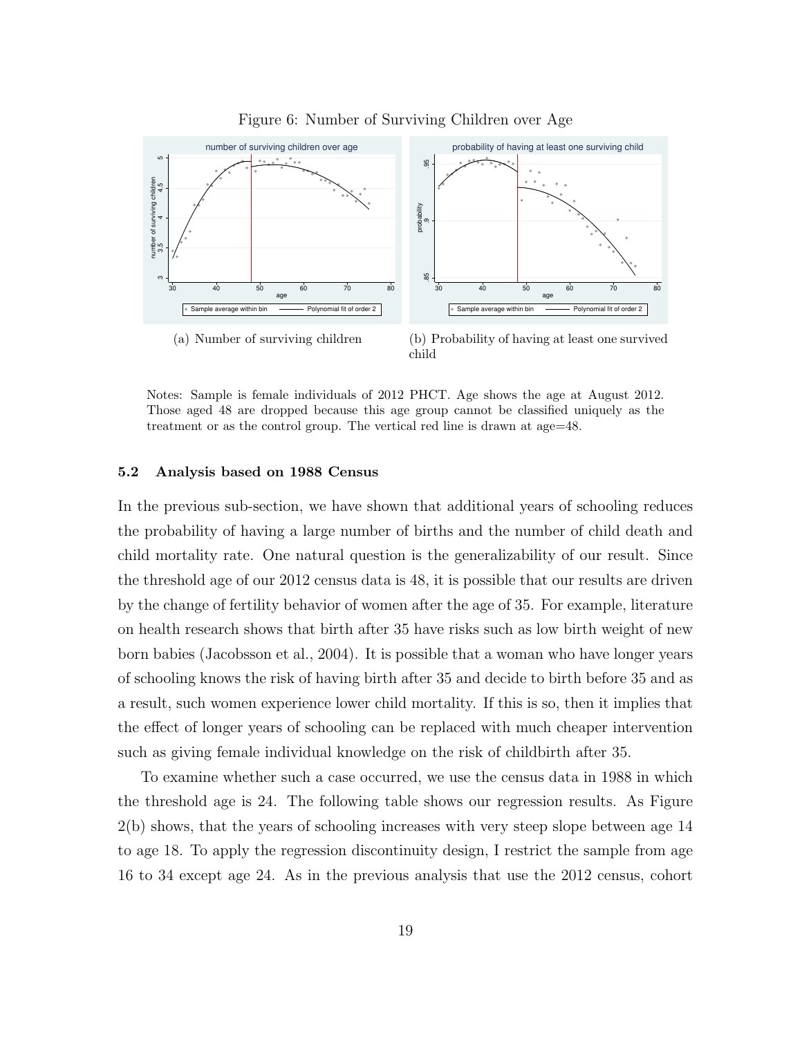Figure 6: Number of Surviving Children over Age

(a) Number of surviving children

(b) Probability of having at least one survived child

Notes: Sample is female individuals of 2012 PHCT. Age shows the age at August 2012. Those aged 48 are dropped because this age group cannot be classified uniquely as the treatment or as the control group. The vertical red line is drawn at age=48.

### 5.2 Analysis based on 1988 Census

In the previous sub-section, we have shown that additional years of schooling reduces the probability of having a large number of births and the number of child death and child mortality rate. One natural question is the generalizability of our result. Since the threshold age of our 2012 census data is 48, it is possible that our results are driven by the change of fertility behavior of women after the age of 35. For example, literature on health research shows that birth after 35 have risks such as low birth weight of new born babies (Jacobsson et al., 2004). It is possible that a woman who have longer years of schooling knows the risk of having birth after 35 and decide to birth before 35 and as a result, such women experience lower child mortality. If this is so, then it implies that the effect of longer years of schooling can be replaced with much cheaper intervention such as giving female individual knowledge on the risk of childbirth after 35.

To examine whether such a case occurred, we use the census data in 1988 in which the threshold age is 24. The following table shows our regression results. As Figure 2(b) shows, that the years of schooling increases with very steep slope between age 14 to age 18. To apply the regression discontinuity design, I restrict the sample from age 16 to 34 except age 24. As in the previous analysis that use the 2012 census, cohort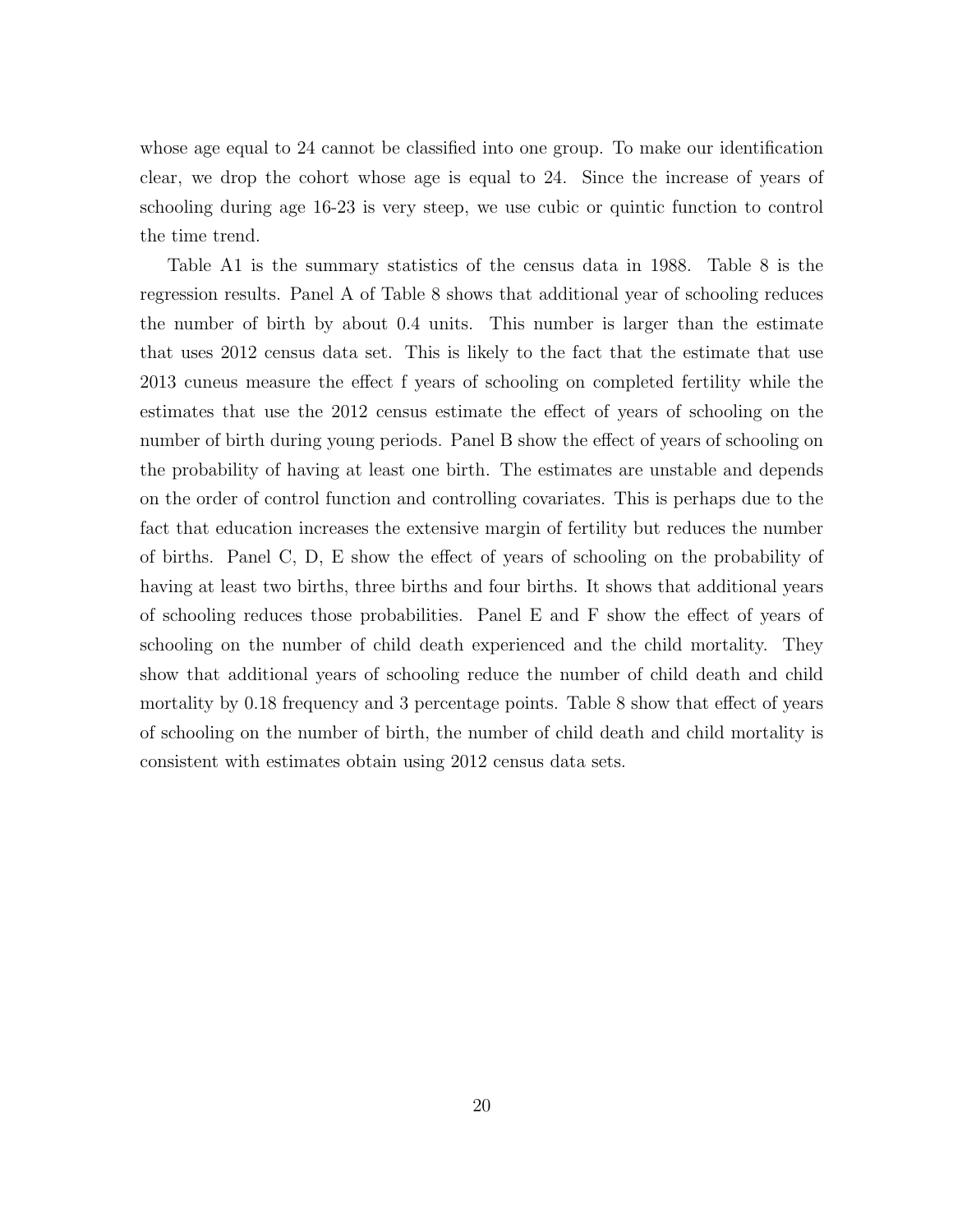whose age equal to 24 cannot be classified into one group. To make our identification clear, we drop the cohort whose age is equal to 24. Since the increase of years of schooling during age 16-23 is very steep, we use cubic or quintic function to control the time trend.

Table A1 is the summary statistics of the census data in 1988. Table 8 is the regression results. Panel A of Table 8 shows that additional year of schooling reduces the number of birth by about 0.4 units. This number is larger than the estimate that uses 2012 census data set. This is likely to the fact that the estimate that use 2013 cuneus measure the effect f years of schooling on completed fertility while the estimates that use the 2012 census estimate the effect of years of schooling on the number of birth during young periods. Panel B show the effect of years of schooling on the probability of having at least one birth. The estimates are unstable and depends on the order of control function and controlling covariates. This is perhaps due to the fact that education increases the extensive margin of fertility but reduces the number of births. Panel C, D, E show the effect of years of schooling on the probability of having at least two births, three births and four births. It shows that additional years of schooling reduces those probabilities. Panel E and F show the effect of years of schooling on the number of child death experienced and the child mortality. They show that additional years of schooling reduce the number of child death and child mortality by 0.18 frequency and 3 percentage points. Table 8 show that effect of years of schooling on the number of birth, the number of child death and child mortality is consistent with estimates obtain using 2012 census data sets.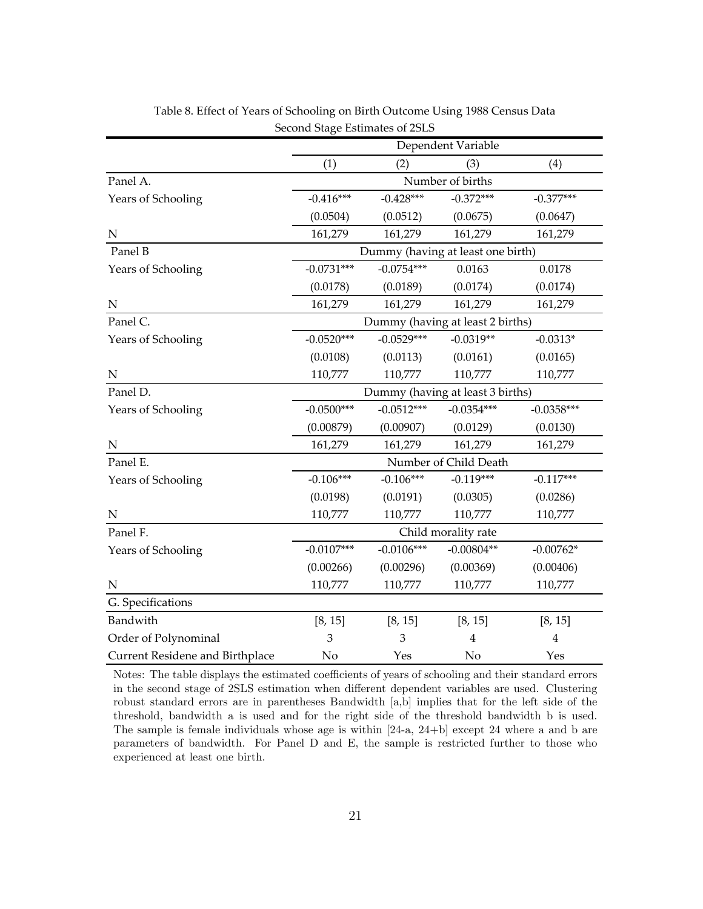Table 8. Effect of Years of Schooling on Birth Outcome Using 1988 Census Data

Second Stage Estimates of 2SLS

| | Dependent Variable | | | |
|---|---|---|---|---|
| | (1) | (2) | (3) | (4) |
| Panel A. | Number of births | | | |
| Years of Schooling | -0.416*** | -0.428*** | -0.372*** | -0.377*** |
| | (0.0504) | (0.0512) | (0.0675) | (0.0647) |
| N | 161,279 | 161,279 | 161,279 | 161,279 |
| Panel B | Dummy (having at least one birth) | | | |
| Years of Schooling | -0.0731*** | -0.0754*** | 0.0163 | 0.0178 |
| | (0.0178) | (0.0189) | (0.0174) | (0.0174) |
| N | 161,279 | 161,279 | 161,279 | 161,279 |
| Panel C. | Dummy (having at least 2 births) | | | |
| Years of Schooling | -0.0520*** | -0.0529*** | -0.0319** | -0.0313* |
| | (0.0108) | (0.0113) | (0.0161) | (0.0165) |
| N | 110,777 | 110,777 | 110,777 | 110,777 |
| Panel D. | Dummy (having at least 3 births) | | | |
| Years of Schooling | -0.0500*** | -0.0512*** | -0.0354*** | -0.0358*** |
| | (0.00879) | (0.00907) | (0.0129) | (0.0130) |
| N | 161,279 | 161,279 | 161,279 | 161,279 |
| Panel E. | Number of Child Death | | | |
| Years of Schooling | -0.106*** | -0.106*** | -0.119*** | -0.117*** |
| | (0.0198) | (0.0191) | (0.0305) | (0.0286) |
| N | 110,777 | 110,777 | 110,777 | 110,777 |
| Panel F. | Child morality rate | | | |
| Years of Schooling | -0.0107*** | -0.0106*** | -0.00804** | -0.00762* |
| | (0.00266) | (0.00296) | (0.00369) | (0.00406) |
| N | 110,777 | 110,777 | 110,777 | 110,777 |
| G. Specifications | | | | |
| Bandwith | [8, 15] | [8, 15] | [8, 15] | [8, 15] |
| Order of Polynominal | 3 | 3 | 4 | 4 |
| Current Residene and Birthplace | No | Yes | No | Yes |

Notes: The table displays the estimated coefficients of years of schooling and their standard errors in the second stage of 2SLS estimation when different dependent variables are used. Clustering robust standard errors are in parentheses Bandwidth [a,b] implies that for the left side of the threshold, bandwidth a is used and for the right side of the threshold bandwidth b is used. The sample is female individuals whose age is within [24-a, 24+b] except 24 where a and b are parameters of bandwidth. For Panel D and E, the sample is restricted further to those who experienced at least one birth.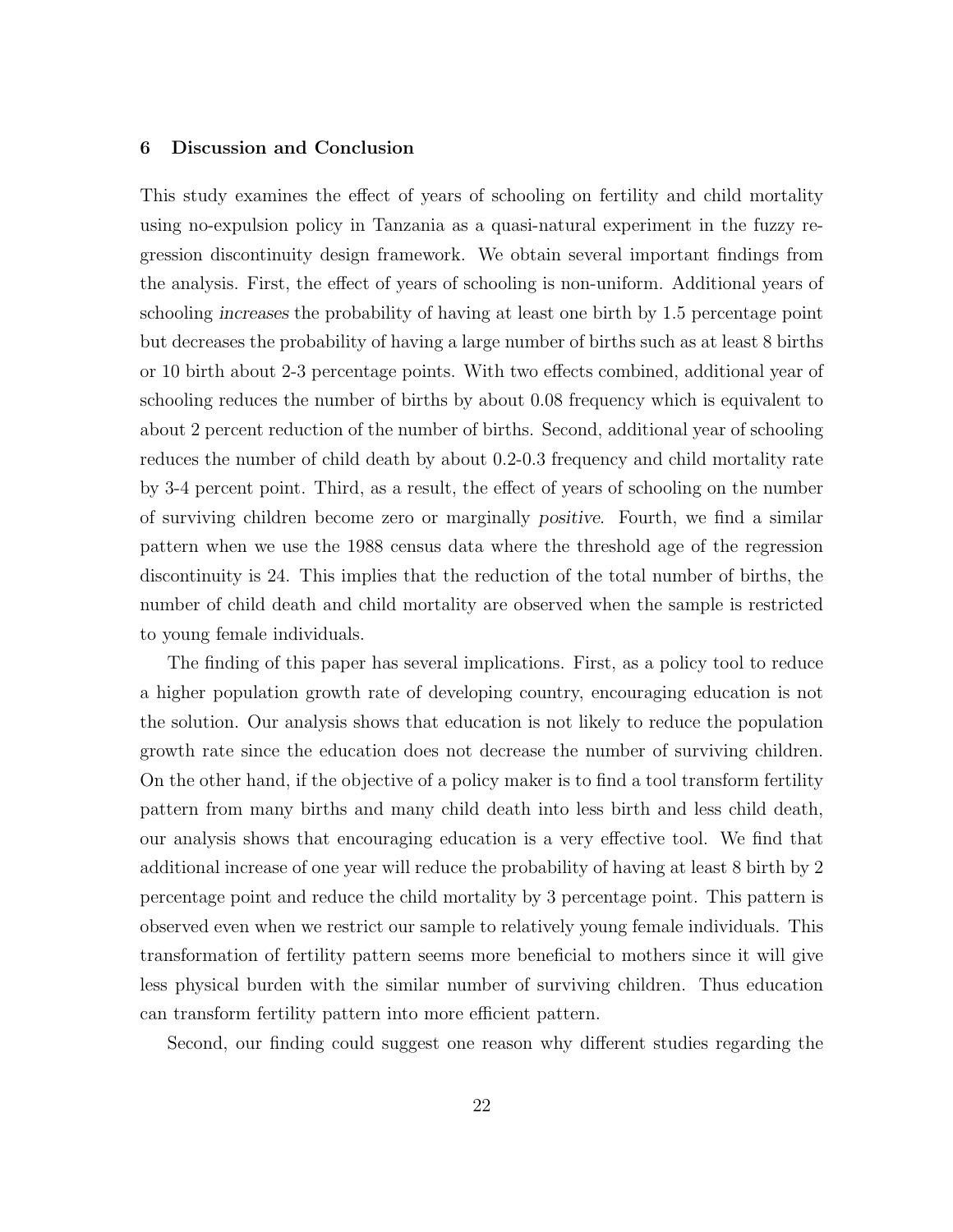## 6 Discussion and Conclusion

This study examines the effect of years of schooling on fertility and child mortality using no-expulsion policy in Tanzania as a quasi-natural experiment in the fuzzy regression discontinuity design framework. We obtain several important findings from the analysis. First, the effect of years of schooling is non-uniform. Additional years of schooling *increases* the probability of having at least one birth by 1.5 percentage point but decreases the probability of having a large number of births such as at least 8 births or 10 birth about 2-3 percentage points. With two effects combined, additional year of schooling reduces the number of births by about 0.08 frequency which is equivalent to about 2 percent reduction of the number of births. Second, additional year of schooling reduces the number of child death by about 0.2-0.3 frequency and child mortality rate by 3-4 percent point. Third, as a result, the effect of years of schooling on the number of surviving children become zero or marginally *positive*. Fourth, we find a similar pattern when we use the 1988 census data where the threshold age of the regression discontinuity is 24. This implies that the reduction of the total number of births, the number of child death and child mortality are observed when the sample is restricted to young female individuals.

The finding of this paper has several implications. First, as a policy tool to reduce a higher population growth rate of developing country, encouraging education is not the solution. Our analysis shows that education is not likely to reduce the population growth rate since the education does not decrease the number of surviving children. On the other hand, if the objective of a policy maker is to find a tool transform fertility pattern from many births and many child death into less birth and less child death, our analysis shows that encouraging education is a very effective tool. We find that additional increase of one year will reduce the probability of having at least 8 birth by 2 percentage point and reduce the child mortality by 3 percentage point. This pattern is observed even when we restrict our sample to relatively young female individuals. This transformation of fertility pattern seems more beneficial to mothers since it will give less physical burden with the similar number of surviving children. Thus education can transform fertility pattern into more efficient pattern.

Second, our finding could suggest one reason why different studies regarding the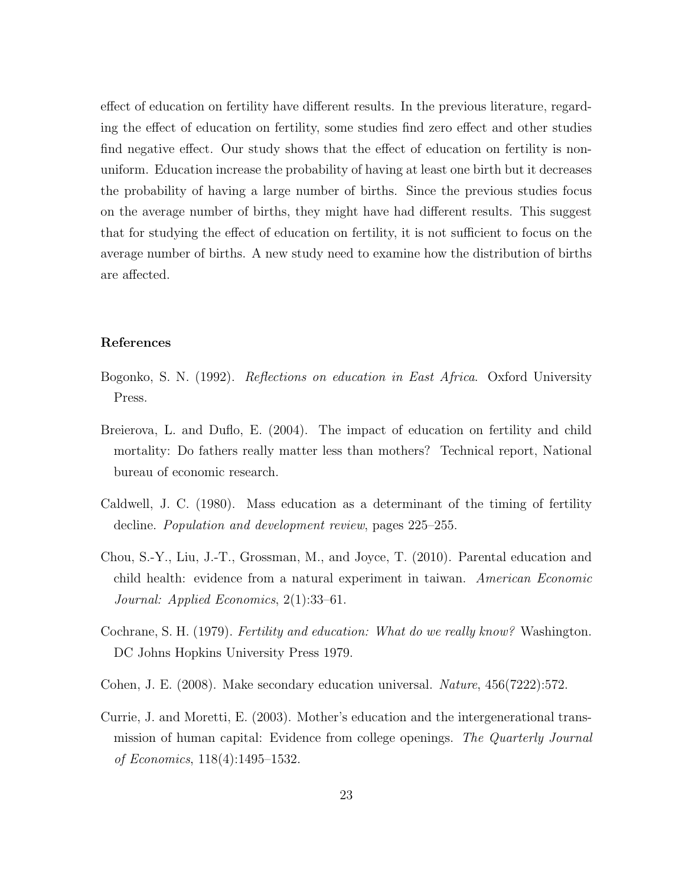effect of education on fertility have different results. In the previous literature, regarding the effect of education on fertility, some studies find zero effect and other studies find negative effect. Our study shows that the effect of education on fertility is non-uniform. Education increase the probability of having at least one birth but it decreases the probability of having a large number of births. Since the previous studies focus on the average number of births, they might have had different results. This suggest that for studying the effect of education on fertility, it is not sufficient to focus on the average number of births. A new study need to examine how the distribution of births are affected.

### References

Bogonko, S. N. (1992). *Reflections on education in East Africa*. Oxford University Press.

Breierova, L. and Duflo, E. (2004). The impact of education on fertility and child mortality: Do fathers really matter less than mothers? Technical report, National bureau of economic research.

Caldwell, J. C. (1980). Mass education as a determinant of the timing of fertility decline. *Population and development review*, pages 225–255.

Chou, S.-Y., Liu, J.-T., Grossman, M., and Joyce, T. (2010). Parental education and child health: evidence from a natural experiment in taiwan. *American Economic Journal: Applied Economics*, 2(1):33–61.

Cochrane, S. H. (1979). *Fertility and education: What do we really know?* Washington. DC Johns Hopkins University Press 1979.

Cohen, J. E. (2008). Make secondary education universal. *Nature*, 456(7222):572.

Currie, J. and Moretti, E. (2003). Mother's education and the intergenerational transmission of human capital: Evidence from college openings. *The Quarterly Journal of Economics*, 118(4):1495–1532.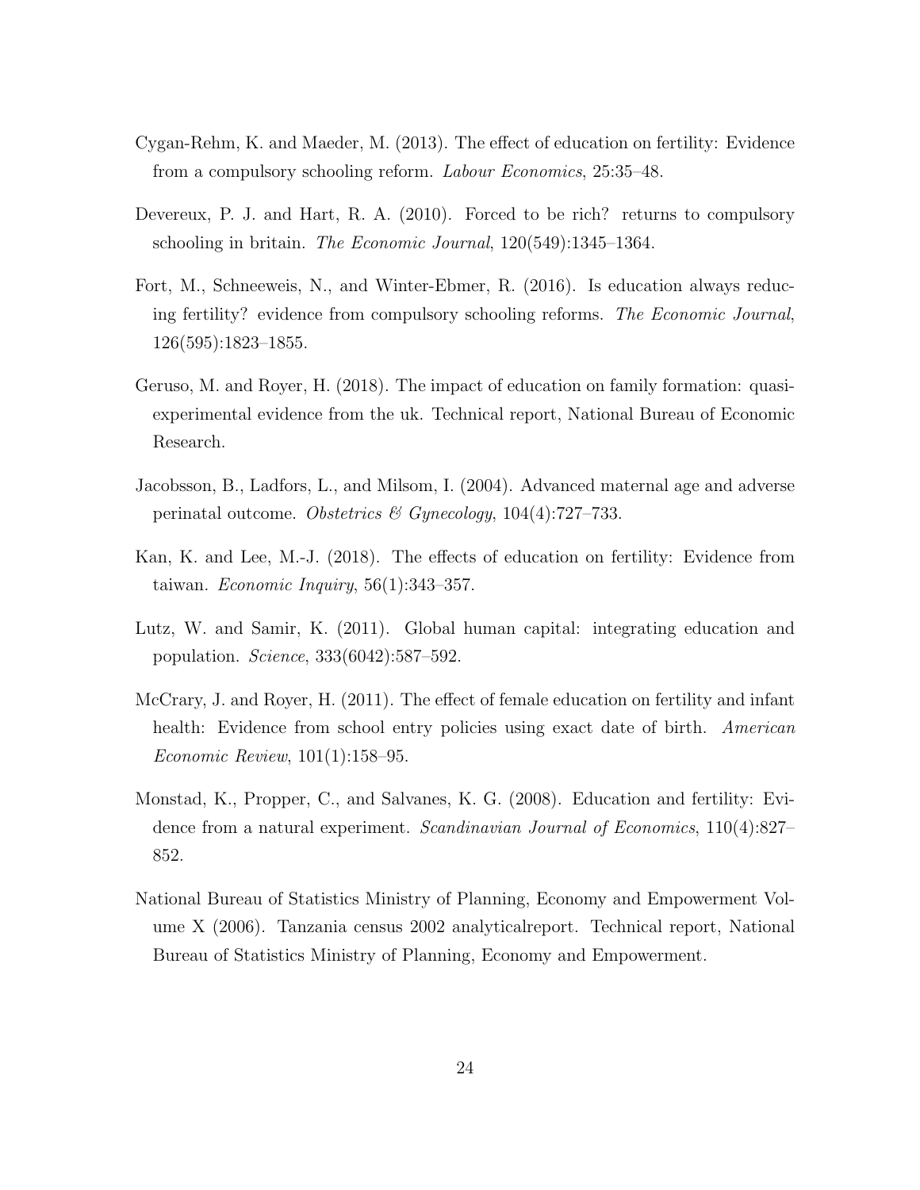Cygan-Rehm, K. and Maeder, M. (2013). The effect of education on fertility: Evidence from a compulsory schooling reform. *Labour Economics*, 25:35–48.

Devereux, P. J. and Hart, R. A. (2010). Forced to be rich? returns to compulsory schooling in britain. *The Economic Journal*, 120(549):1345–1364.

Fort, M., Schneeweis, N., and Winter-Ebmer, R. (2016). Is education always reducing fertility? evidence from compulsory schooling reforms. *The Economic Journal*, 126(595):1823–1855.

Geruso, M. and Royer, H. (2018). The impact of education on family formation: quasi-experimental evidence from the uk. Technical report, National Bureau of Economic Research.

Jacobsson, B., Ladfors, L., and Milsom, I. (2004). Advanced maternal age and adverse perinatal outcome. *Obstetrics & Gynecology*, 104(4):727–733.

Kan, K. and Lee, M.-J. (2018). The effects of education on fertility: Evidence from taiwan. *Economic Inquiry*, 56(1):343–357.

Lutz, W. and Samir, K. (2011). Global human capital: integrating education and population. *Science*, 333(6042):587–592.

McCrary, J. and Royer, H. (2011). The effect of female education on fertility and infant health: Evidence from school entry policies using exact date of birth. *American Economic Review*, 101(1):158–95.

Monstad, K., Propper, C., and Salvanes, K. G. (2008). Education and fertility: Evidence from a natural experiment. *Scandinavian Journal of Economics*, 110(4):827–852.

National Bureau of Statistics Ministry of Planning, Economy and Empowerment Volume X (2006). Tanzania census 2002 analyticalreport. Technical report, National Bureau of Statistics Ministry of Planning, Economy and Empowerment.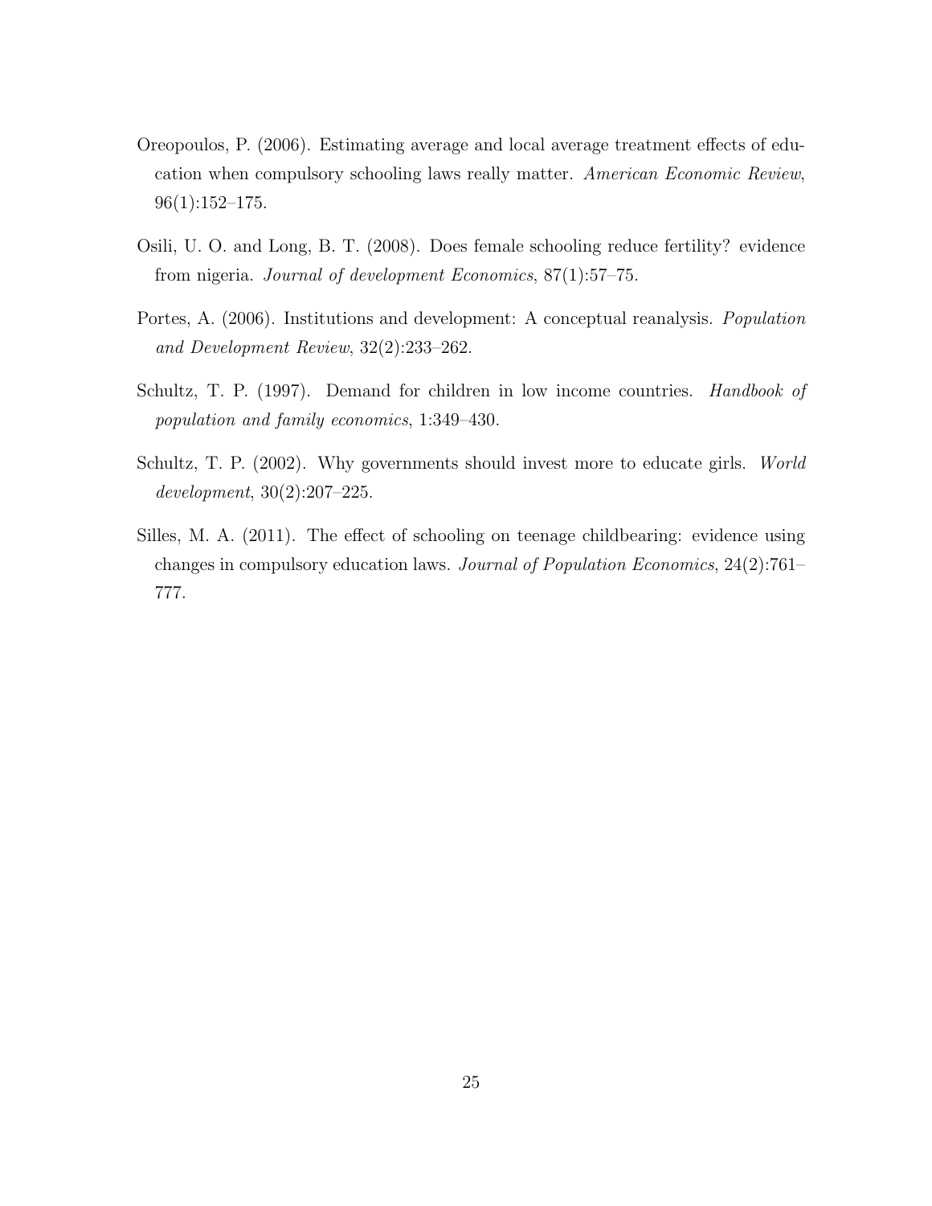Oreopoulos, P. (2006). Estimating average and local average treatment effects of education when compulsory schooling laws really matter. *American Economic Review*, 96(1):152–175.

Osili, U. O. and Long, B. T. (2008). Does female schooling reduce fertility? evidence from nigeria. *Journal of development Economics*, 87(1):57–75.

Portes, A. (2006). Institutions and development: A conceptual reanalysis. *Population and Development Review*, 32(2):233–262.

Schultz, T. P. (1997). Demand for children in low income countries. *Handbook of population and family economics*, 1:349–430.

Schultz, T. P. (2002). Why governments should invest more to educate girls. *World development*, 30(2):207–225.

Silles, M. A. (2011). The effect of schooling on teenage childbearing: evidence using changes in compulsory education laws. *Journal of Population Economics*, 24(2):761–777.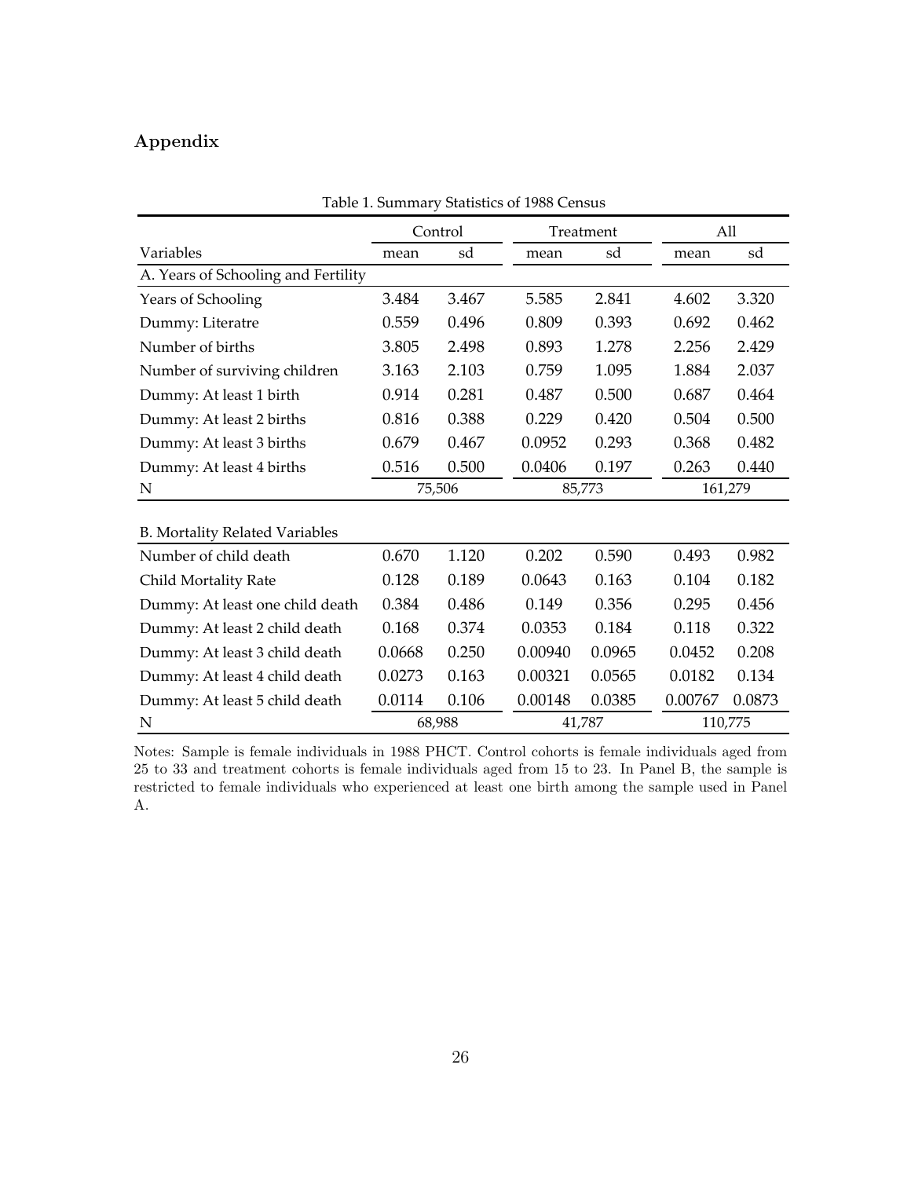## Appendix

Table 1. Summary Statistics of 1988 Census

| | Control | | Treatment | | All | |
|---|---|---|---|---|---|---|
| Variables | mean | sd | mean | sd | mean | sd |
| A. Years of Schooling and Fertility | | | | | | |
| Years of Schooling | 3.484 | 3.467 | 5.585 | 2.841 | 4.602 | 3.320 |
| Dummy: Literatre | 0.559 | 0.496 | 0.809 | 0.393 | 0.692 | 0.462 |
| Number of births | 3.805 | 2.498 | 0.893 | 1.278 | 2.256 | 2.429 |
| Number of surviving children | 3.163 | 2.103 | 0.759 | 1.095 | 1.884 | 2.037 |
| Dummy: At least 1 birth | 0.914 | 0.281 | 0.487 | 0.500 | 0.687 | 0.464 |
| Dummy: At least 2 births | 0.816 | 0.388 | 0.229 | 0.420 | 0.504 | 0.500 |
| Dummy: At least 3 births | 0.679 | 0.467 | 0.0952 | 0.293 | 0.368 | 0.482 |
| Dummy: At least 4 births | 0.516 | 0.500 | 0.0406 | 0.197 | 0.263 | 0.440 |
| N | 75,506 | | 85,773 | | 161,279 | |
| B. Mortality Related Variables | | | | | | |
| Number of child death | 0.670 | 1.120 | 0.202 | 0.590 | 0.493 | 0.982 |
| Child Mortality Rate | 0.128 | 0.189 | 0.0643 | 0.163 | 0.104 | 0.182 |
| Dummy: At least one child death | 0.384 | 0.486 | 0.149 | 0.356 | 0.295 | 0.456 |
| Dummy: At least 2 child death | 0.168 | 0.374 | 0.0353 | 0.184 | 0.118 | 0.322 |
| Dummy: At least 3 child death | 0.0668 | 0.250 | 0.00940 | 0.0965 | 0.0452 | 0.208 |
| Dummy: At least 4 child death | 0.0273 | 0.163 | 0.00321 | 0.0565 | 0.0182 | 0.134 |
| Dummy: At least 5 child death | 0.0114 | 0.106 | 0.00148 | 0.0385 | 0.00767 | 0.0873 |
| N | 68,988 | | 41,787 | | 110,775 | |

Notes: Sample is female individuals in 1988 PHCT. Control cohorts is female individuals aged from 25 to 33 and treatment cohorts is female individuals aged from 15 to 23. In Panel B, the sample is restricted to female individuals who experienced at least one birth among the sample used in Panel A.